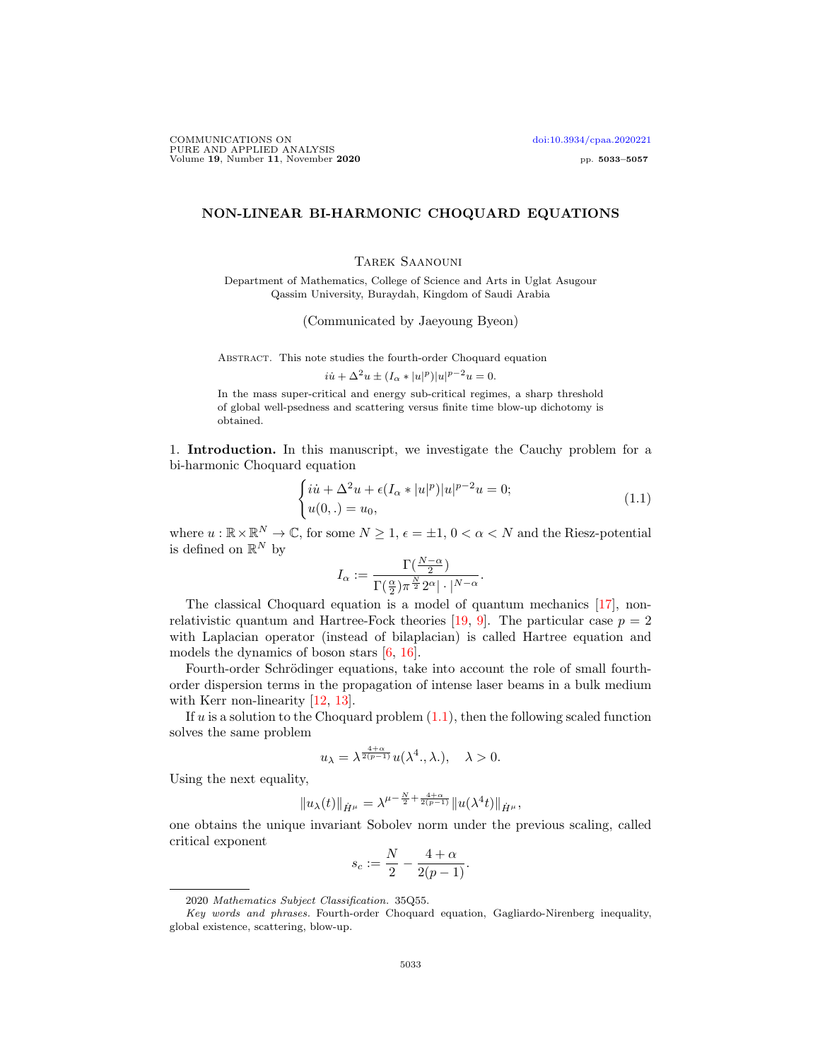# NON-LINEAR BI-HARMONIC CHOQUARD EQUATIONS

Tarek Saanouni

Department of Mathematics, College of Science and Arts in Uglat Asugour
Qassim University, Buraydah, Kingdom of Saudi Arabia

(Communicated by Jaeyoung Byeon)

Abstract. This note studies the fourth-order Choquard equation

$$i\dot{u} + \Delta^2 u \pm (I_\alpha * |u|^p)|u|^{p-2}u = 0.$$

In the mass super-critical and energy sub-critical regimes, a sharp threshold of global well-psedness and scattering versus finite time blow-up dichotomy is obtained.

## 1. Introduction.

In this manuscript, we investigate the Cauchy problem for a bi-harmonic Choquard equation

$$\begin{cases} i\dot{u} + \Delta^2 u + \epsilon(I_\alpha * |u|^p)|u|^{p-2}u = 0; \\ u(0,.) = u_0, \end{cases} \tag{1.1}$$

where $u : \mathbb{R}\times\mathbb{R}^N \to \mathbb{C}$, for some $N \geq 1$, $\epsilon = \pm 1$, $0 < \alpha < N$ and the Riesz-potential is defined on $\mathbb{R}^N$ by

$$I_\alpha := \frac{\Gamma(\frac{N-\alpha}{2})}{\Gamma(\frac{\alpha}{2})\pi^{\frac{N}{2}}2^\alpha|\cdot|^{N-\alpha}}.$$

The classical Choquard equation is a model of quantum mechanics [17], non-relativistic quantum and Hartree-Fock theories [19, 9]. The particular case $p = 2$ with Laplacian operator (instead of bilaplacian) is called Hartree equation and models the dynamics of boson stars [6, 16].

Fourth-order Schrödinger equations, take into account the role of small fourth-order dispersion terms in the propagation of intense laser beams in a bulk medium with Kerr non-linearity [12, 13].

If $u$ is a solution to the Choquard problem (1.1), then the following scaled function solves the same problem

$$u_\lambda = \lambda^{\frac{4+\alpha}{2(p-1)}}u(\lambda^4.,\lambda.), \quad \lambda > 0.$$

Using the next equality,

$$\|u_\lambda(t)\|_{\dot{H}^\mu} = \lambda^{\mu-\frac{N}{2}+\frac{4+\alpha}{2(p-1)}}\|u(\lambda^4 t)\|_{\dot{H}^\mu},$$

one obtains the unique invariant Sobolev norm under the previous scaling, called critical exponent

$$s_c := \frac{N}{2} - \frac{4+\alpha}{2(p-1)}.$$

2020 *Mathematics Subject Classification.* 35Q55.

*Key words and phrases.* Fourth-order Choquard equation, Gagliardo-Nirenberg inequality, global existence, scattering, blow-up.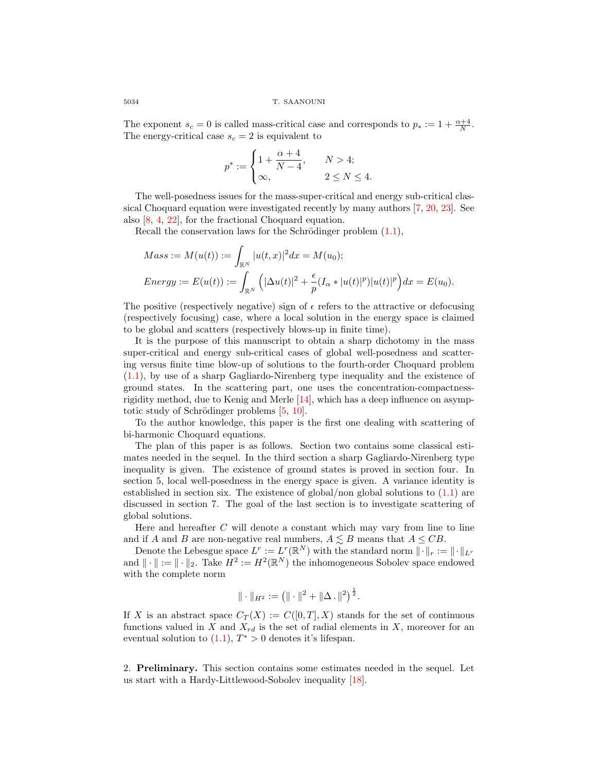The exponent $s_c = 0$ is called mass-critical case and corresponds to $p_* := 1 + \frac{\alpha+4}{N}$. The energy-critical case $s_c = 2$ is equivalent to

$$p^* := \begin{cases} 1 + \dfrac{\alpha+4}{N-4}, & N > 4; \\ \infty, & 2 \le N \le 4. \end{cases}$$

The well-posedness issues for the mass-super-critical and energy sub-critical classical Choquard equation were investigated recently by many authors [7, 20, 23]. See also [8, 4, 22], for the fractional Choquard equation.

Recall the conservation laws for the Schrödinger problem (1.1),

$$Mass := M(u(t)) := \int_{\mathbb{R}^N} |u(t,x)|^2 dx = M(u_0);$$

$$Energy := E(u(t)) := \int_{\mathbb{R}^N} \Big( |\Delta u(t)|^2 + \frac{\epsilon}{p} (I_\alpha * |u(t)|^p)|u(t)|^p \Big) dx = E(u_0).$$

The positive (respectively negative) sign of $\epsilon$ refers to the attractive or defocusing (respectively focusing) case, where a local solution in the energy space is claimed to be global and scatters (respectively blows-up in finite time).

It is the purpose of this manuscript to obtain a sharp dichotomy in the mass super-critical and energy sub-critical cases of global well-posedness and scattering versus finite time blow-up of solutions to the fourth-order Choquard problem (1.1), by use of a sharp Gagliardo-Nirenberg type inequality and the existence of ground states. In the scattering part, one uses the concentration-compactness-rigidity method, due to Kenig and Merle [14], which has a deep influence on asymptotic study of Schrödinger problems [5, 10].

To the author knowledge, this paper is the first one dealing with scattering of bi-harmonic Choquard equations.

The plan of this paper is as follows. Section two contains some classical estimates needed in the sequel. In the third section a sharp Gagliardo-Nirenberg type inequality is given. The existence of ground states is proved in section four. In section 5, local well-posedness in the energy space is given. A variance identity is established in section six. The existence of global/non global solutions to (1.1) are discussed in section 7. The goal of the last section is to investigate scattering of global solutions.

Here and hereafter $C$ will denote a constant which may vary from line to line and if $A$ and $B$ are non-negative real numbers, $A \lesssim B$ means that $A \le CB$.

Denote the Lebesgue space $L^r := L^r(\mathbb{R}^N)$ with the standard norm $\|\cdot\|_r := \|\cdot\|_{L^r}$ and $\|\cdot\| := \|\cdot\|_2$. Take $H^2 := H^2(\mathbb{R}^N)$ the inhomogeneous Sobolev space endowed with the complete norm

$$\|\cdot\|_{H^2} := \left(\|\cdot\|^2 + \|\Delta\,.\|^2\right)^{\frac{1}{2}}.$$

If $X$ is an abstract space $C_T(X) := C([0,T], X)$ stands for the set of continuous functions valued in $X$ and $X_{rd}$ is the set of radial elements in $X$, moreover for an eventual solution to (1.1), $T^* > 0$ denotes it's lifespan.

## 2. **Preliminary.**

This section contains some estimates needed in the sequel. Let us start with a Hardy-Littlewood-Sobolev inequality [18].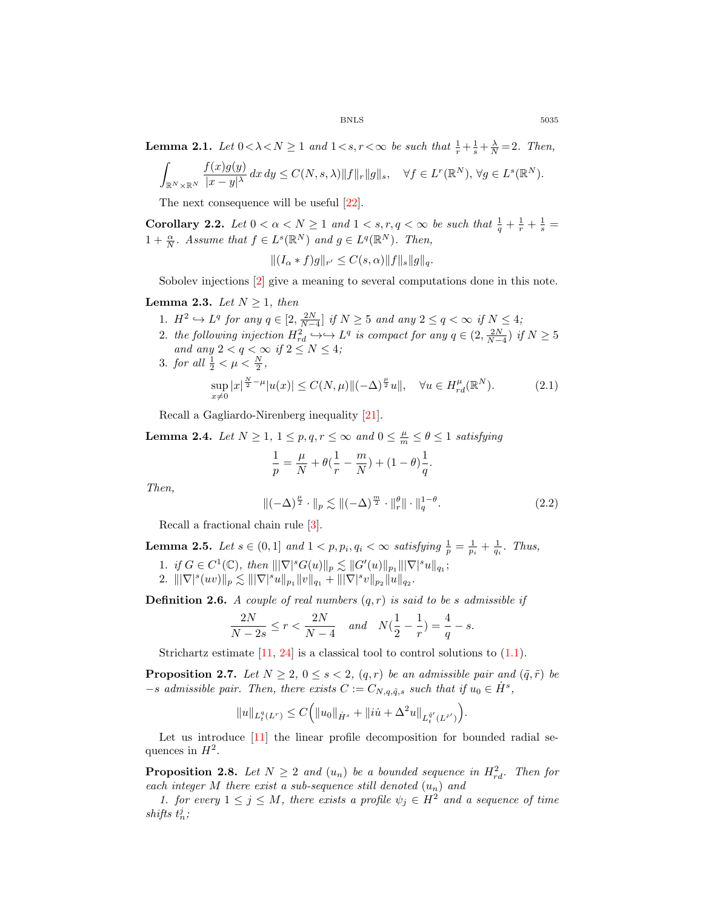**Lemma 2.1.** *Let $0<\lambda<N\geq 1$ and $1<s,r<\infty$ be such that $\frac{1}{r}+\frac{1}{s}+\frac{\lambda}{N}=2$. Then,*

$$\int_{\mathbb{R}^N\times\mathbb{R}^N}\frac{f(x)g(y)}{|x-y|^\lambda}\,dx\,dy\leq C(N,s,\lambda)\|f\|_r\|g\|_s,\quad\forall f\in L^r(\mathbb{R}^N),\,\forall g\in L^s(\mathbb{R}^N).$$

The next consequence will be useful [22].

**Corollary 2.2.** *Let $0<\alpha<N\geq 1$ and $1<s,r,q<\infty$ be such that $\frac{1}{q}+\frac{1}{r}+\frac{1}{s}=1+\frac{\alpha}{N}$. Assume that $f\in L^s(\mathbb{R}^N)$ and $g\in L^q(\mathbb{R}^N)$. Then,*

$$\|(I_\alpha * f)g\|_{r'}\leq C(s,\alpha)\|f\|_s\|g\|_q.$$

Sobolev injections [2] give a meaning to several computations done in this note.

**Lemma 2.3.** *Let $N\geq 1$, then*

1. *$H^2\hookrightarrow L^q$ for any $q\in[2,\frac{2N}{N-4}]$ if $N\geq 5$ and any $2\leq q<\infty$ if $N\leq 4$;*
2. *the following injection $H^2_{rd}\hookrightarrow\hookrightarrow L^q$ is compact for any $q\in(2,\frac{2N}{N-4})$ if $N\geq 5$ and any $2<q<\infty$ if $2\leq N\leq 4$;*
3. *for all $\frac{1}{2}<\mu<\frac{N}{2}$,*

$$\sup_{x\neq 0}|x|^{\frac{N}{2}-\mu}|u(x)|\leq C(N,\mu)\|(-\Delta)^{\frac{\mu}{2}}u\|,\quad\forall u\in H^\mu_{rd}(\mathbb{R}^N).\tag{2.1}$$

Recall a Gagliardo-Nirenberg inequality [21].

**Lemma 2.4.** *Let $N\geq 1$, $1\leq p,q,r\leq\infty$ and $0\leq\frac{\mu}{m}\leq\theta\leq 1$ satisfying*

$$\frac{1}{p}=\frac{\mu}{N}+\theta(\frac{1}{r}-\frac{m}{N})+(1-\theta)\frac{1}{q}.$$

*Then,*

$$\|(-\Delta)^{\frac{\mu}{2}}\cdot\|_p\lesssim\|(-\Delta)^{\frac{m}{2}}\cdot\|_r^\theta\|\cdot\|_q^{1-\theta}.\tag{2.2}$$

Recall a fractional chain rule [3].

**Lemma 2.5.** *Let $s\in(0,1]$ and $1<p,p_i,q_i<\infty$ satisfying $\frac{1}{p}=\frac{1}{p_i}+\frac{1}{q_i}$. Thus,*

1. *if $G\in C^1(\mathbb{C})$, then $\||\nabla|^sG(u)\|_p\lesssim\|G'(u)\|_{p_1}\||\nabla|^su\|_{q_1}$;*
2. *$\||\nabla|^s(uv)\|_p\lesssim\||\nabla|^su\|_{p_1}\|v\|_{q_1}+\||\nabla|^sv\|_{p_2}\|u\|_{q_2}$.*

**Definition 2.6.** *A couple of real numbers $(q,r)$ is said to be $s$ admissible if*

$$\frac{2N}{N-2s}\leq r<\frac{2N}{N-4}\quad\text{and}\quad N(\frac{1}{2}-\frac{1}{r})=\frac{4}{q}-s.$$

Strichartz estimate [11, 24] is a classical tool to control solutions to (1.1).

**Proposition 2.7.** *Let $N\geq 2$, $0\leq s<2$, $(q,r)$ be an admissible pair and $(\tilde{q},\tilde{r})$ be $-s$ admissible pair. Then, there exists $C:=C_{N,q,\tilde{q},s}$ such that if $u_0\in\dot{H}^s$,*

$$\|u\|_{L^q_t(L^r)}\leq C\Big(\|u_0\|_{\dot{H}^s}+\|i\dot{u}+\Delta^2u\|_{L^{\tilde{q}'}_t(L^{\tilde{r}'})}\Big).$$

Let us introduce [11] the linear profile decomposition for bounded radial sequences in $H^2$.

**Proposition 2.8.** *Let $N\geq 2$ and $(u_n)$ be a bounded sequence in $H^2_{rd}$. Then for each integer $M$ there exist a sub-sequence still denoted $(u_n)$ and*

*1. for every $1\leq j\leq M$, there exists a profile $\psi_j\in H^2$ and a sequence of time shifts $t_n^j$;*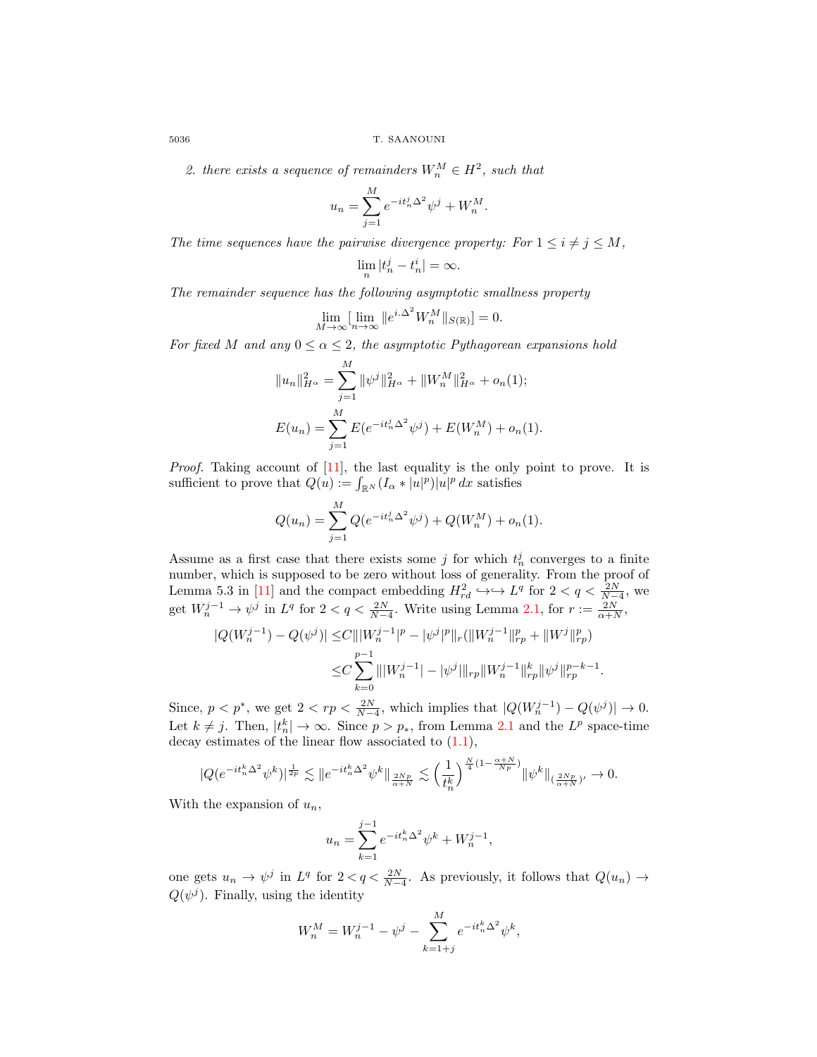*2. there exists a sequence of remainders $W_n^M \in H^2$, such that*

$$u_n = \sum_{j=1}^{M} e^{-it_n^j \Delta^2}\psi^j + W_n^M.$$

*The time sequences have the pairwise divergence property: For $1 \le i \ne j \le M$,*

$$\lim_n |t_n^j - t_n^i| = \infty.$$

*The remainder sequence has the following asymptotic smallness property*

$$\lim_{M\to\infty}[\lim_{n\to\infty} \|e^{i.\Delta^2} W_n^M\|_{S(\mathbb{R})}] = 0.$$

*For fixed $M$ and any $0 \le \alpha \le 2$, the asymptotic Pythagorean expansions hold*

$$\|u_n\|_{H^\alpha}^2 = \sum_{j=1}^{M} \|\psi^j\|_{H^\alpha}^2 + \|W_n^M\|_{H^\alpha}^2 + o_n(1);$$

$$E(u_n) = \sum_{j=1}^{M} E(e^{-it_n^j\Delta^2}\psi^j) + E(W_n^M) + o_n(1).$$

*Proof.* Taking account of [11], the last equality is the only point to prove. It is sufficient to prove that $Q(u) := \int_{\mathbb{R}^N} (I_\alpha * |u|^p)|u|^p\,dx$ satisfies

$$Q(u_n) = \sum_{j=1}^{M} Q(e^{-it_n^j\Delta^2}\psi^j) + Q(W_n^M) + o_n(1).$$

Assume as a first case that there exists some $j$ for which $t_n^j$ converges to a finite number, which is supposed to be zero without loss of generality. From the proof of Lemma 5.3 in [11] and the compact embedding $H^2_{rd} \hookrightarrow\hookrightarrow L^q$ for $2 < q < \frac{2N}{N-4}$, we get $W_n^{j-1} \to \psi^j$ in $L^q$ for $2 < q < \frac{2N}{N-4}$. Write using Lemma 2.1, for $r := \frac{2N}{\alpha+N}$,

$$\begin{aligned}
|Q(W_n^{j-1}) - Q(\psi^j)| \le& C\||W_n^{j-1}|^p - |\psi^j|^p\|_r(\|W_n^{j-1}\|_{rp}^p + \|W^j\|_{rp}^p)\\
\le& C\sum_{k=0}^{p-1} \||W_n^{j-1}| - |\psi^j|\|_{rp}\|W_n^{j-1}\|_{rp}^k\|\psi^j\|_{rp}^{p-k-1}.
\end{aligned}$$

Since, $p < p^*$, we get $2 < rp < \frac{2N}{N-4}$, which implies that $|Q(W_n^{j-1}) - Q(\psi^j)| \to 0$. Let $k \ne j$. Then, $|t_n^k| \to \infty$. Since $p > p_*$, from Lemma 2.1 and the $L^p$ space-time decay estimates of the linear flow associated to (1.1),

$$|Q(e^{-it_n^k\Delta^2}\psi^k)|^{\frac{1}{2p}} \lesssim \|e^{-it_n^k\Delta^2}\psi^k\|_{\frac{2Np}{\alpha+N}} \lesssim \Big(\frac{1}{t_n^k}\Big)^{\frac{N}{4}(1-\frac{\alpha+N}{Np})}\|\psi^k\|_{(\frac{2Np}{\alpha+N})'} \to 0.$$

With the expansion of $u_n$,

$$u_n = \sum_{k=1}^{j-1} e^{-it_n^k\Delta^2}\psi^k + W_n^{j-1},$$

one gets $u_n \to \psi^j$ in $L^q$ for $2 < q < \frac{2N}{N-4}$. As previously, it follows that $Q(u_n) \to Q(\psi^j)$. Finally, using the identity

$$W_n^M = W_n^{j-1} - \psi^j - \sum_{k=1+j}^{M} e^{-it_n^k\Delta^2}\psi^k,$$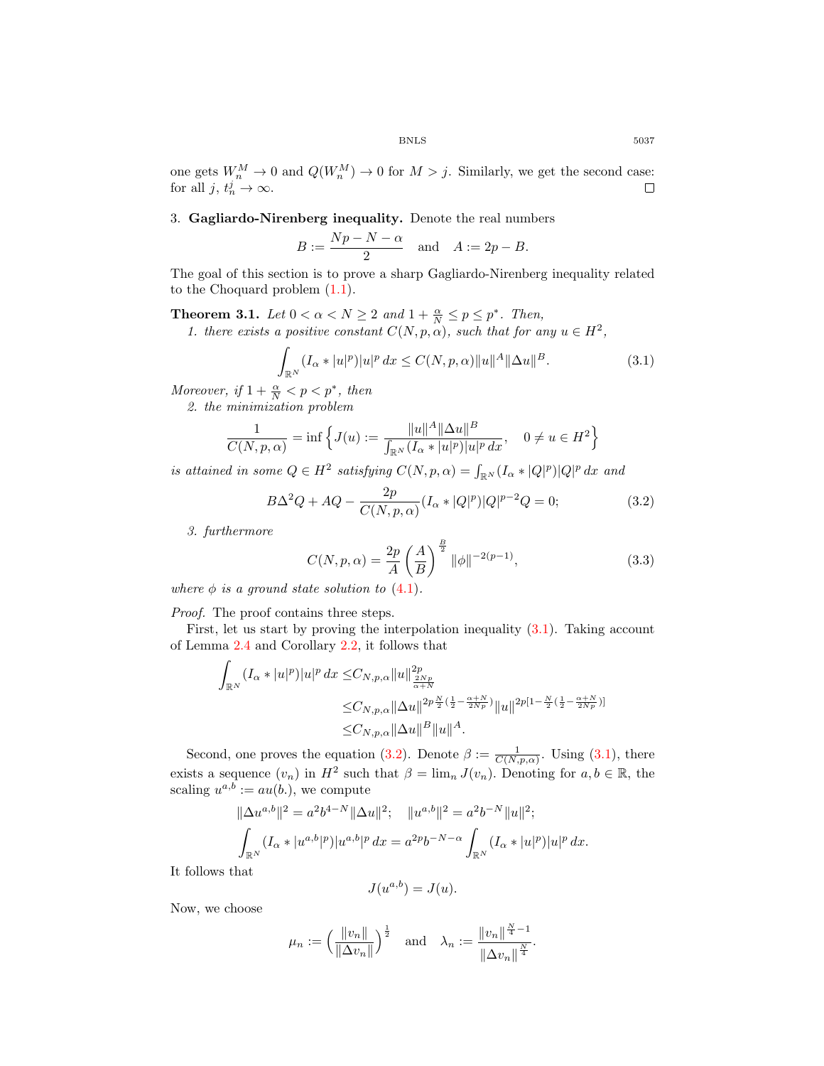one gets $W_n^M \to 0$ and $Q(W_n^M) \to 0$ for $M > j$. Similarly, we get the second case: for all $j$, $t_n^j \to \infty$. □

## 3. Gagliardo-Nirenberg inequality.

Denote the real numbers

$$B := \frac{Np - N - \alpha}{2} \quad \text{and} \quad A := 2p - B.$$

The goal of this section is to prove a sharp Gagliardo-Nirenberg inequality related to the Choquard problem (1.1).

**Theorem 3.1.** *Let $0 < \alpha < N \geq 2$ and $1 + \frac{\alpha}{N} \leq p \leq p^*$. Then,*

*1. there exists a positive constant $C(N, p, \alpha)$, such that for any $u \in H^2$,*

$$\int_{\mathbb{R}^N} (I_\alpha * |u|^p)|u|^p \, dx \leq C(N, p, \alpha)\|u\|^A \|\Delta u\|^B. \tag{3.1}$$

*Moreover, if $1 + \frac{\alpha}{N} < p < p^*$, then*

*2. the minimization problem*

$$\frac{1}{C(N, p, \alpha)} = \inf \Big\{ J(u) := \frac{\|u\|^A \|\Delta u\|^B}{\int_{\mathbb{R}^N} (I_\alpha * |u|^p)|u|^p \, dx}, \quad 0 \neq u \in H^2 \Big\}$$

*is attained in some $Q \in H^2$ satisfying $C(N, p, \alpha) = \int_{\mathbb{R}^N} (I_\alpha * |Q|^p)|Q|^p \, dx$ and*

$$B\Delta^2 Q + AQ - \frac{2p}{C(N, p, \alpha)} (I_\alpha * |Q|^p)|Q|^{p-2} Q = 0; \tag{3.2}$$

*3. furthermore*

$$C(N, p, \alpha) = \frac{2p}{A} \left( \frac{A}{B} \right)^{\frac{B}{2}} \|\phi\|^{-2(p-1)}, \tag{3.3}$$

*where $\phi$ is a ground state solution to (4.1).*

*Proof.* The proof contains three steps.

First, let us start by proving the interpolation inequality (3.1). Taking account of Lemma 2.4 and Corollary 2.2, it follows that

$$\begin{aligned}
\int_{\mathbb{R}^N} (I_\alpha * |u|^p)|u|^p \, dx \leq & C_{N,p,\alpha} \|u\|^{2p}_{\frac{2Np}{\alpha+N}} \\
\leq & C_{N,p,\alpha} \|\Delta u\|^{2p \frac{N}{2}(\frac{1}{2} - \frac{\alpha+N}{2Np})} \|u\|^{2p[1 - \frac{N}{2}(\frac{1}{2} - \frac{\alpha+N}{2Np})]} \\
\leq & C_{N,p,\alpha} \|\Delta u\|^B \|u\|^A.
\end{aligned}$$

Second, one proves the equation (3.2). Denote $\beta := \frac{1}{C(N,p,\alpha)}$. Using (3.1), there exists a sequence $(v_n)$ in $H^2$ such that $\beta = \lim_n J(v_n)$. Denoting for $a, b \in \mathbb{R}$, the scaling $u^{a,b} := au(b.)$, we compute

$$\|\Delta u^{a,b}\|^2 = a^2 b^{4-N} \|\Delta u\|^2; \quad \|u^{a,b}\|^2 = a^2 b^{-N} \|u\|^2;$$

$$\int_{\mathbb{R}^N} (I_\alpha * |u^{a,b}|^p)|u^{a,b}|^p \, dx = a^{2p} b^{-N-\alpha} \int_{\mathbb{R}^N} (I_\alpha * |u|^p)|u|^p \, dx.$$

It follows that

$$J(u^{a,b}) = J(u).$$

Now, we choose

$$\mu_n := \Big( \frac{\|v_n\|}{\|\Delta v_n\|} \Big)^{\frac{1}{2}} \quad \text{and} \quad \lambda_n := \frac{\|v_n\|^{\frac{N}{4} - 1}}{\|\Delta v_n\|^{\frac{N}{4}}}.$$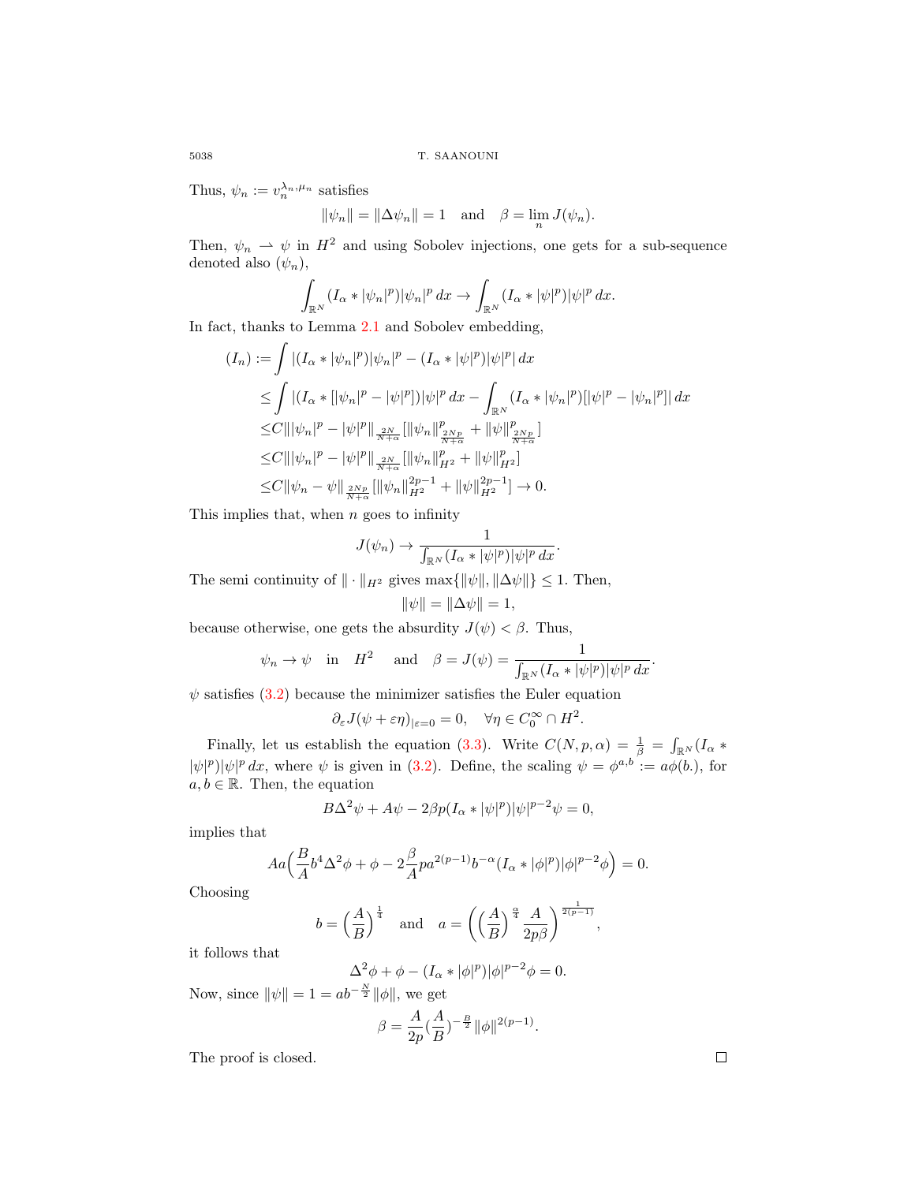Thus, $\psi_n := v_n^{\lambda_n,\mu_n}$ satisfies

$$\|\psi_n\| = \|\Delta\psi_n\| = 1 \quad \text{and} \quad \beta = \lim_n J(\psi_n).$$

Then, $\psi_n \rightharpoonup \psi$ in $H^2$ and using Sobolev injections, one gets for a sub-sequence denoted also $(\psi_n)$,

$$\int_{\mathbb{R}^N} (I_\alpha * |\psi_n|^p)|\psi_n|^p\,dx \to \int_{\mathbb{R}^N} (I_\alpha * |\psi|^p)|\psi|^p\,dx.$$

In fact, thanks to Lemma 2.1 and Sobolev embedding,

$$\begin{aligned}
(I_n) :=& \int |(I_\alpha * |\psi_n|^p)|\psi_n|^p - (I_\alpha * |\psi|^p)|\psi|^p|\,dx \\
\leq& \int |(I_\alpha * [|\psi_n|^p - |\psi|^p])|\psi|^p\,dx - \int_{\mathbb{R}^N} (I_\alpha * |\psi_n|^p)[|\psi|^p - |\psi_n|^p]|\,dx \\
\leq& C\||\psi_n|^p - |\psi|^p\|_{\frac{2N}{N+\alpha}} [\|\psi_n\|^p_{\frac{2Np}{N+\alpha}} + \|\psi\|^p_{\frac{2Np}{N+\alpha}}] \\
\leq& C\||\psi_n|^p - |\psi|^p\|_{\frac{2N}{N+\alpha}} [\|\psi_n\|^p_{H^2} + \|\psi\|^p_{H^2}] \\
\leq& C\|\psi_n - \psi\|_{\frac{2Np}{N+\alpha}} [\|\psi_n\|^{2p-1}_{H^2} + \|\psi\|^{2p-1}_{H^2}] \to 0.
\end{aligned}$$

This implies that, when $n$ goes to infinity

$$J(\psi_n) \to \frac{1}{\int_{\mathbb{R}^N} (I_\alpha * |\psi|^p)|\psi|^p\,dx}.$$

The semi continuity of $\|\cdot\|_{H^2}$ gives $\max\{\|\psi\|, \|\Delta\psi\|\} \leq 1$. Then,

$$\|\psi\| = \|\Delta\psi\| = 1,$$

because otherwise, one gets the absurdity $J(\psi) < \beta$. Thus,

$$\psi_n \to \psi \quad \text{in} \quad H^2 \quad \text{and} \quad \beta = J(\psi) = \frac{1}{\int_{\mathbb{R}^N} (I_\alpha * |\psi|^p)|\psi|^p\,dx}.$$

$\psi$ satisfies (3.2) because the minimizer satisfies the Euler equation

$$\partial_\varepsilon J(\psi + \varepsilon\eta)_{|\varepsilon=0} = 0, \quad \forall \eta \in C_0^\infty \cap H^2.$$

Finally, let us establish the equation (3.3). Write $C(N,p,\alpha) = \frac{1}{\beta} = \int_{\mathbb{R}^N} (I_\alpha * |\psi|^p)|\psi|^p\,dx$, where $\psi$ is given in (3.2). Define, the scaling $\psi = \phi^{a,b} := a\phi(b.)$, for $a, b \in \mathbb{R}$. Then, the equation

$$B\Delta^2\psi + A\psi - 2\beta p(I_\alpha * |\psi|^p)|\psi|^{p-2}\psi = 0,$$

implies that

$$Aa\Big(\frac{B}{A}b^4\Delta^2\phi + \phi - 2\frac{\beta}{A}pa^{2(p-1)}b^{-\alpha}(I_\alpha * |\phi|^p)|\phi|^{p-2}\phi\Big) = 0.$$

Choosing

$$b = \Big(\frac{A}{B}\Big)^{\frac{1}{4}} \quad \text{and} \quad a = \Big(\Big(\frac{A}{B}\Big)^{\frac{\alpha}{4}}\frac{A}{2p\beta}\Big)^{\frac{1}{2(p-1)}},$$

it follows that

$$\Delta^2\phi + \phi - (I_\alpha * |\phi|^p)|\phi|^{p-2}\phi = 0.$$

Now, since $\|\psi\| = 1 = ab^{-\frac{N}{2}}\|\phi\|$, we get

$$\beta = \frac{A}{2p}(\frac{A}{B})^{-\frac{B}{2}}\|\phi\|^{2(p-1)}.$$

The proof is closed. $\square$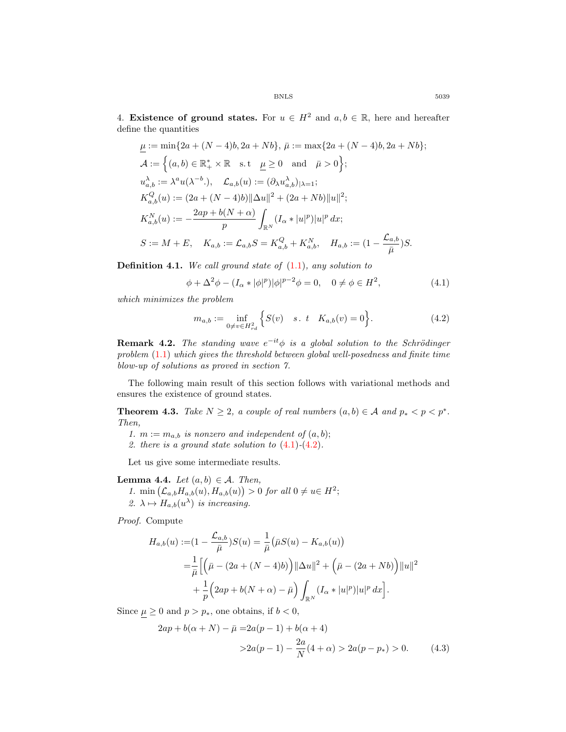4. **Existence of ground states.** For $u \in H^2$ and $a, b \in \mathbb{R}$, here and hereafter define the quantities

$$
\begin{aligned}
&\underline{\mu} := \min\{2a + (N-4)b, 2a + Nb\}, \ \bar{\mu} := \max\{2a + (N-4)b, 2a + Nb\};\\
&\mathcal{A} := \Big\{(a,b) \in \mathbb{R}_+^* \times \mathbb{R} \quad \text{s.t} \quad \underline{\mu} \geq 0 \quad \text{and} \quad \bar{\mu} > 0\Big\};\\
&u_{a,b}^\lambda := \lambda^a u(\lambda^{-b}.), \quad \mathcal{L}_{a,b}(u) := (\partial_\lambda u_{a,b}^\lambda)_{|\lambda=1};\\
&K_{a,b}^Q(u) := (2a + (N-4)b)\|\Delta u\|^2 + (2a + Nb)\|u\|^2;\\
&K_{a,b}^N(u) := -\frac{2ap + b(N+\alpha)}{p}\int_{\mathbb{R}^N}(I_\alpha * |u|^p)|u|^p\,dx;\\
&S := M + E, \quad K_{a,b} := \mathcal{L}_{a,b}S = K_{a,b}^Q + K_{a,b}^N, \quad H_{a,b} := (1 - \frac{\mathcal{L}_{a,b}}{\bar{\mu}})S.
\end{aligned}
$$

**Definition 4.1.** *We call ground state of* (1.1)*, any solution to*

$$
\phi + \Delta^2\phi - (I_\alpha * |\phi|^p)|\phi|^{p-2}\phi = 0, \quad 0 \neq \phi \in H^2, \tag{4.1}
$$

*which minimizes the problem*

$$
m_{a,b} := \inf_{0 \neq v \in H^2_{rd}}\Big\{S(v) \quad s.\ t \quad K_{a,b}(v) = 0\Big\}. \tag{4.2}
$$

**Remark 4.2.** *The standing wave $e^{-it}\phi$ is a global solution to the Schrödinger problem* (1.1) *which gives the threshold between global well-posedness and finite time blow-up of solutions as proved in section 7.*

The following main result of this section follows with variational methods and ensures the existence of ground states.

**Theorem 4.3.** *Take $N \geq 2$, a couple of real numbers $(a,b) \in \mathcal{A}$ and $p_* < p < p^*$. Then,*

1. *$m := m_{a,b}$ is nonzero and independent of $(a,b)$;*
2. *there is a ground state solution to* (4.1)-(4.2).

Let us give some intermediate results.

**Lemma 4.4.** *Let $(a,b) \in \mathcal{A}$. Then,*

1. *$\min\big(\mathcal{L}_{a,b}H_{a,b}(u), H_{a,b}(u)\big) > 0$ for all $0 \neq u \in H^2$;*
2. *$\lambda \mapsto H_{a,b}(u^\lambda)$ is increasing.*

*Proof.* Compute

$$
\begin{aligned}
H_{a,b}(u) :=& (1 - \frac{\mathcal{L}_{a,b}}{\bar{\mu}})S(u) = \frac{1}{\bar{\mu}}\big(\bar{\mu}S(u) - K_{a,b}(u)\big)\\
=& \frac{1}{\bar{\mu}}\Big[\Big(\bar{\mu} - (2a + (N-4)b)\Big)\|\Delta u\|^2 + \Big(\bar{\mu} - (2a + Nb)\Big)\|u\|^2\\
&+ \frac{1}{p}\Big(2ap + b(N+\alpha) - \bar{\mu}\Big)\int_{\mathbb{R}^N}(I_\alpha * |u|^p)|u|^p\,dx\Big].
\end{aligned}
$$

Since $\underline{\mu} \geq 0$ and $p > p_*$, one obtains, if $b < 0$,

$$
\begin{aligned}
2ap + b(\alpha + N) - \bar{\mu} =& 2a(p-1) + b(\alpha + 4)\\
>& 2a(p-1) - \frac{2a}{N}(4 + \alpha) > 2a(p - p_*) > 0.
\end{aligned} \tag{4.3}
$$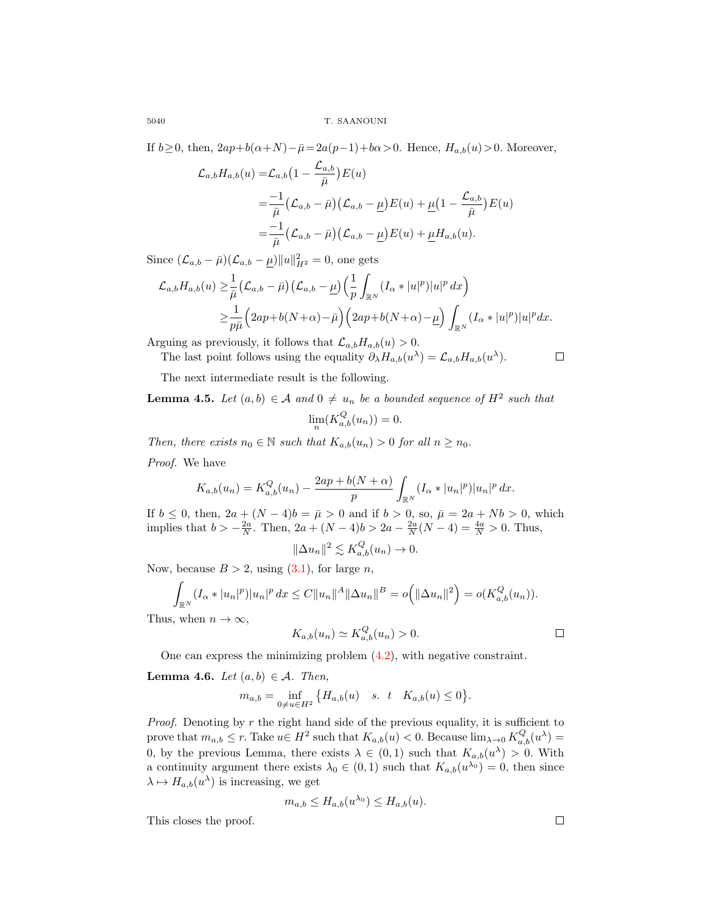If $b \geq 0$, then, $2ap + b(\alpha+N) - \bar{\mu} = 2a(p-1) + b\alpha > 0$. Hence, $H_{a,b}(u) > 0$. Moreover,

$$
\begin{aligned}
\mathcal{L}_{a,b} H_{a,b}(u) =& \mathcal{L}_{a,b}\big(1 - \frac{\mathcal{L}_{a,b}}{\bar{\mu}}\big) E(u) \\
=& \frac{-1}{\bar{\mu}}\big(\mathcal{L}_{a,b} - \bar{\mu}\big)\big(\mathcal{L}_{a,b} - \underline{\mu}\big) E(u) + \underline{\mu}\big(1 - \frac{\mathcal{L}_{a,b}}{\bar{\mu}}\big) E(u) \\
=& \frac{-1}{\bar{\mu}}\big(\mathcal{L}_{a,b} - \bar{\mu}\big)\big(\mathcal{L}_{a,b} - \underline{\mu}\big) E(u) + \underline{\mu} H_{a,b}(u).
\end{aligned}
$$

Since $(\mathcal{L}_{a,b} - \bar{\mu})(\mathcal{L}_{a,b} - \underline{\mu})\|u\|_{H^2}^2 = 0$, one gets

$$
\begin{aligned}
\mathcal{L}_{a,b} H_{a,b}(u) \geq& \frac{1}{\bar{\mu}}\big(\mathcal{L}_{a,b} - \bar{\mu}\big)\big(\mathcal{L}_{a,b} - \underline{\mu}\big)\Big(\frac{1}{p}\int_{\mathbb{R}^N} (I_\alpha * |u|^p)|u|^p \, dx\Big) \\
\geq& \frac{1}{p\bar{\mu}}\Big(2ap + b(N+\alpha) - \bar{\mu}\Big)\Big(2ap + b(N+\alpha) - \underline{\mu}\Big)\int_{\mathbb{R}^N} (I_\alpha * |u|^p)|u|^p dx.
\end{aligned}
$$

Arguing as previously, it follows that $\mathcal{L}_{a,b} H_{a,b}(u) > 0$.

The last point follows using the equality $\partial_\lambda H_{a,b}(u^\lambda) = \mathcal{L}_{a,b} H_{a,b}(u^\lambda)$. ◻

The next intermediate result is the following.

**Lemma 4.5.** *Let $(a,b) \in \mathcal{A}$ and $0 \neq u_n$ be a bounded sequence of $H^2$ such that*

$$
\lim_n (K_{a,b}^Q(u_n)) = 0.
$$

*Then, there exists $n_0 \in \mathbb{N}$ such that $K_{a,b}(u_n) > 0$ for all $n \geq n_0$.*

*Proof.* We have

$$
K_{a,b}(u_n) = K_{a,b}^Q(u_n) - \frac{2ap + b(N+\alpha)}{p}\int_{\mathbb{R}^N} (I_\alpha * |u_n|^p)|u_n|^p \, dx.
$$

If $b \leq 0$, then, $2a + (N-4)b = \bar{\mu} > 0$ and if $b > 0$, so, $\bar{\mu} = 2a + Nb > 0$, which implies that $b > -\frac{2a}{N}$. Then, $2a + (N-4)b > 2a - \frac{2a}{N}(N-4) = \frac{4a}{N} > 0$. Thus,

$$
\|\Delta u_n\|^2 \lesssim K_{a,b}^Q(u_n) \to 0.
$$

Now, because $B > 2$, using (3.1), for large $n$,

$$
\int_{\mathbb{R}^N} (I_\alpha * |u_n|^p)|u_n|^p \, dx \leq C\|u_n\|^A \|\Delta u_n\|^B = o\Big(\|\Delta u_n\|^2\Big) = o(K_{a,b}^Q(u_n)).
$$

Thus, when $n \to \infty$,

$$
K_{a,b}(u_n) \simeq K_{a,b}^Q(u_n) > 0.
$$

◻

One can express the minimizing problem (4.2), with negative constraint.

**Lemma 4.6.** *Let $(a,b) \in \mathcal{A}$. Then,*

$$
m_{a,b} = \inf_{0 \neq u \in H^2}\big\{H_{a,b}(u) \quad s.\ t \quad K_{a,b}(u) \leq 0\big\}.
$$

*Proof.* Denoting by $r$ the right hand side of the previous equality, it is sufficient to prove that $m_{a,b} \leq r$. Take $u \in H^2$ such that $K_{a,b}(u) < 0$. Because $\lim_{\lambda \to 0} K_{a,b}^Q(u^\lambda) = 0$, by the previous Lemma, there exists $\lambda \in (0,1)$ such that $K_{a,b}(u^\lambda) > 0$. With a continuity argument there exists $\lambda_0 \in (0,1)$ such that $K_{a,b}(u^{\lambda_0}) = 0$, then since $\lambda \mapsto H_{a,b}(u^\lambda)$ is increasing, we get

$$
m_{a,b} \leq H_{a,b}(u^{\lambda_0}) \leq H_{a,b}(u).
$$

This closes the proof. ◻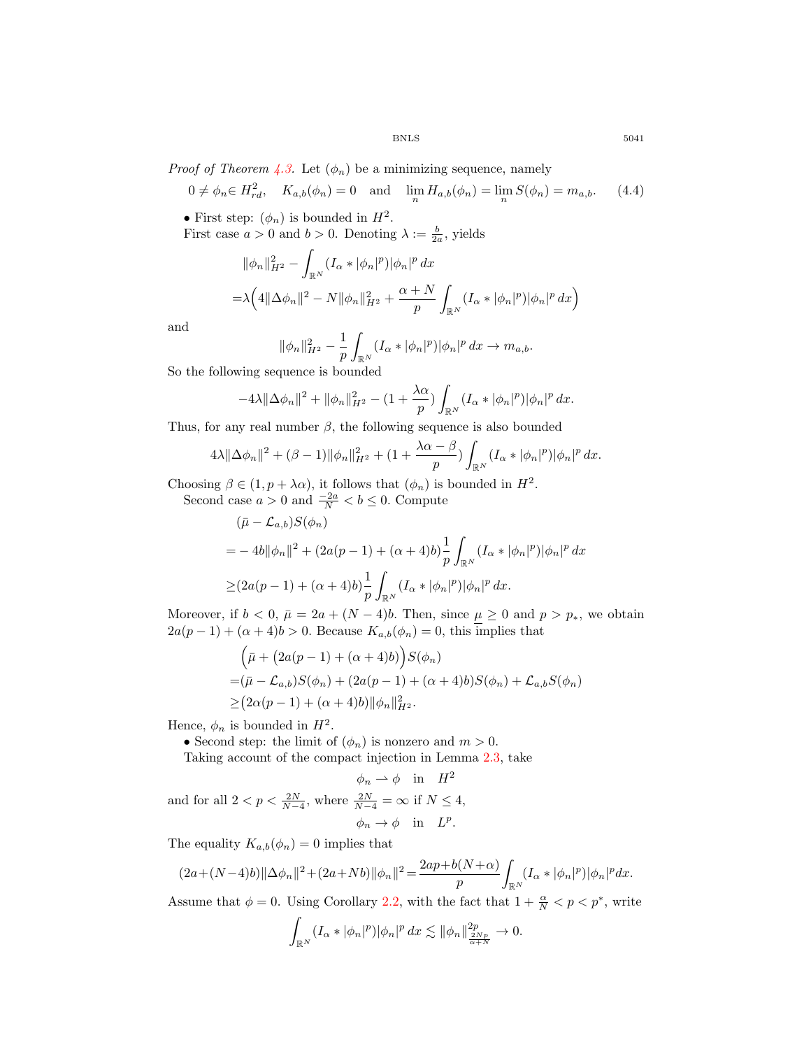*Proof of Theorem 4.3.* Let $(\phi_n)$ be a minimizing sequence, namely

$$0 \neq \phi_n \in H^2_{rd}, \quad K_{a,b}(\phi_n) = 0 \quad \text{and} \quad \lim_n H_{a,b}(\phi_n) = \lim_n S(\phi_n) = m_{a,b}. \tag{4.4}$$

• First step: $(\phi_n)$ is bounded in $H^2$.

First case $a > 0$ and $b > 0$. Denoting $\lambda := \frac{b}{2a}$, yields

$$\begin{aligned}
&\|\phi_n\|^2_{H^2} - \int_{\mathbb{R}^N} (I_\alpha * |\phi_n|^p)|\phi_n|^p \, dx \\
=&\lambda\Big(4\|\Delta\phi_n\|^2 - N\|\phi_n\|^2_{H^2} + \frac{\alpha+N}{p}\int_{\mathbb{R}^N} (I_\alpha * |\phi_n|^p)|\phi_n|^p \, dx\Big)
\end{aligned}$$

and

$$\|\phi_n\|^2_{H^2} - \frac{1}{p}\int_{\mathbb{R}^N} (I_\alpha * |\phi_n|^p)|\phi_n|^p \, dx \to m_{a,b}.$$

So the following sequence is bounded

$$-4\lambda\|\Delta\phi_n\|^2 + \|\phi_n\|^2_{H^2} - (1 + \frac{\lambda\alpha}{p})\int_{\mathbb{R}^N} (I_\alpha * |\phi_n|^p)|\phi_n|^p \, dx.$$

Thus, for any real number $\beta$, the following sequence is also bounded

$$4\lambda\|\Delta\phi_n\|^2 + (\beta - 1)\|\phi_n\|^2_{H^2} + (1 + \frac{\lambda\alpha - \beta}{p})\int_{\mathbb{R}^N} (I_\alpha * |\phi_n|^p)|\phi_n|^p \, dx.$$

Choosing $\beta \in (1, p + \lambda\alpha)$, it follows that $(\phi_n)$ is bounded in $H^2$.

Second case $a > 0$ and $\frac{-2a}{N} < b \leq 0$. Compute

$$\begin{aligned}
&(\bar{\mu} - \mathcal{L}_{a,b})S(\phi_n) \\
=& -4b\|\phi_n\|^2 + (2a(p-1) + (\alpha+4)b)\frac{1}{p}\int_{\mathbb{R}^N} (I_\alpha * |\phi_n|^p)|\phi_n|^p \, dx \\
\geq& (2a(p-1) + (\alpha+4)b)\frac{1}{p}\int_{\mathbb{R}^N} (I_\alpha * |\phi_n|^p)|\phi_n|^p \, dx.
\end{aligned}$$

Moreover, if $b < 0$, $\bar{\mu} = 2a + (N-4)b$. Then, since $\underline{\mu} \geq 0$ and $p > p_*$, we obtain $2a(p-1) + (\alpha+4)b > 0$. Because $K_{a,b}(\phi_n) = 0$, this implies that

$$\begin{aligned}
&\Big(\bar{\mu} + \big(2a(p-1) + (\alpha+4)b\big)\Big)S(\phi_n) \\
=&(\bar{\mu} - \mathcal{L}_{a,b})S(\phi_n) + (2a(p-1) + (\alpha+4)b)S(\phi_n) + \mathcal{L}_{a,b}S(\phi_n) \\
\geq&\big(2\alpha(p-1) + (\alpha+4)b\big)\|\phi_n\|^2_{H^2}.
\end{aligned}$$

Hence, $\phi_n$ is bounded in $H^2$.

• Second step: the limit of $(\phi_n)$ is nonzero and $m > 0$.

Taking account of the compact injection in Lemma 2.3, take

$$\phi_n \rightharpoonup \phi \quad \text{in} \quad H^2$$

and for all $2 < p < \frac{2N}{N-4}$, where $\frac{2N}{N-4} = \infty$ if $N \leq 4$,

$$\phi_n \to \phi \quad \text{in} \quad L^p.$$

The equality $K_{a,b}(\phi_n) = 0$ implies that

$$(2a + (N-4)b)\|\Delta\phi_n\|^2 + (2a + Nb)\|\phi_n\|^2 = \frac{2ap + b(N+\alpha)}{p}\int_{\mathbb{R}^N} (I_\alpha * |\phi_n|^p)|\phi_n|^p dx.$$

Assume that $\phi = 0$. Using Corollary 2.2, with the fact that $1 + \frac{\alpha}{N} < p < p^*$, write

$$\int_{\mathbb{R}^N} (I_\alpha * |\phi_n|^p)|\phi_n|^p \, dx \lesssim \|\phi_n\|^{2p}_{\frac{2Np}{\alpha+N}} \to 0.$$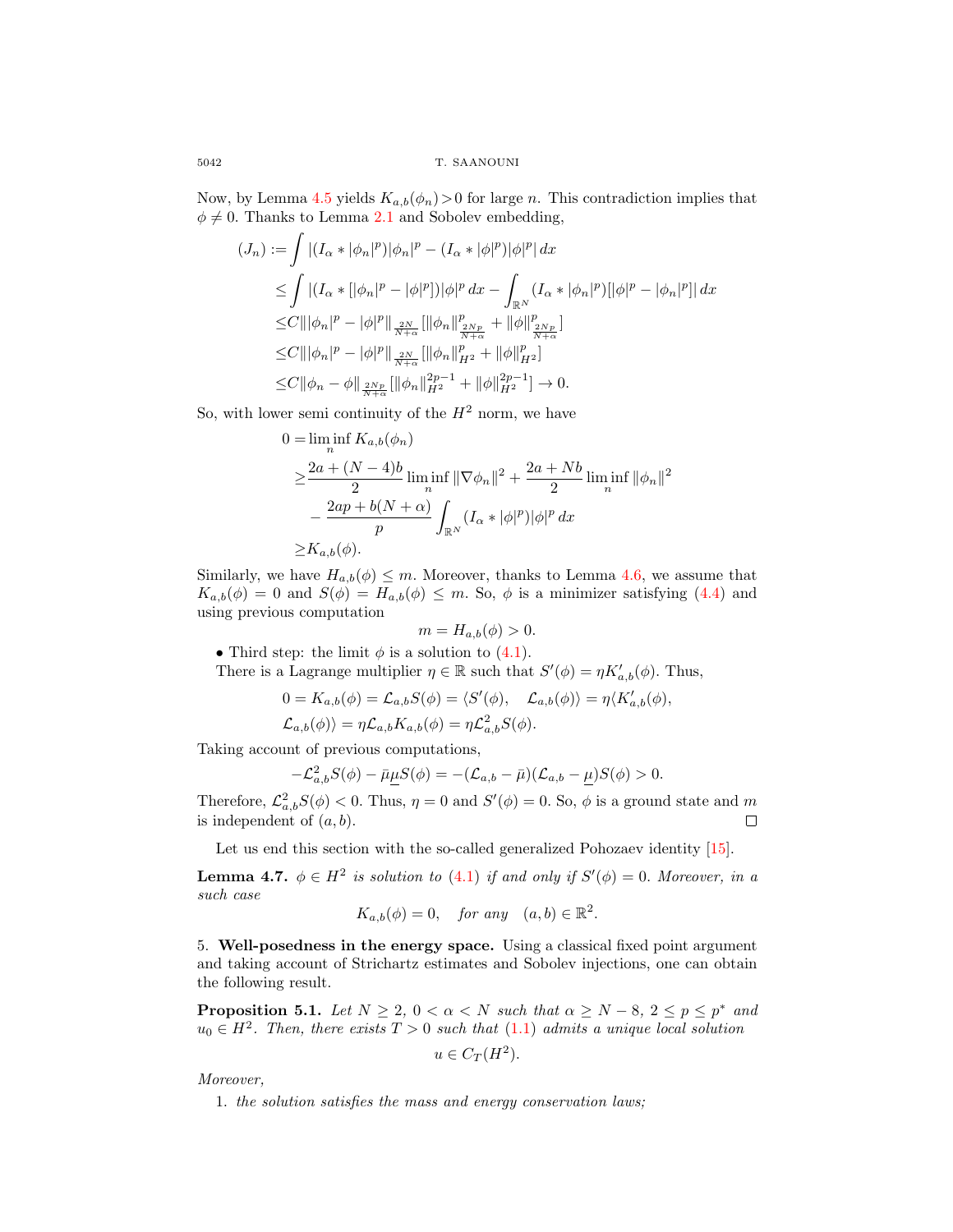Now, by Lemma 4.5 yields $K_{a,b}(\phi_n)>0$ for large $n$. This contradiction implies that $\phi \neq 0$. Thanks to Lemma 2.1 and Sobolev embedding,

$$
\begin{aligned}
(J_n) :=& \int |(I_\alpha * |\phi_n|^p)|\phi_n|^p - (I_\alpha * |\phi|^p)|\phi|^p|\,dx \\
\leq& \int |(I_\alpha * [|\phi_n|^p - |\phi|^p])|\phi|^p\,dx - \int_{\mathbb{R}^N} (I_\alpha * |\phi_n|^p)[|\phi|^p - |\phi_n|^p]|\,dx \\
\leq& C\||\phi_n|^p - |\phi|^p\|_{\frac{2N}{N+\alpha}}[\|\phi_n\|^p_{\frac{2Np}{N+\alpha}} + \|\phi\|^p_{\frac{2Np}{N+\alpha}}] \\
\leq& C\||\phi_n|^p - |\phi|^p\|_{\frac{2N}{N+\alpha}}[\|\phi_n\|^p_{H^2} + \|\phi\|^p_{H^2}] \\
\leq& C\|\phi_n - \phi\|_{\frac{2Np}{N+\alpha}}[\|\phi_n\|^{2p-1}_{H^2} + \|\phi\|^{2p-1}_{H^2}] \to 0.
\end{aligned}
$$

So, with lower semi continuity of the $H^2$ norm, we have

$$
\begin{aligned}
0 =& \liminf_n K_{a,b}(\phi_n) \\
\geq& \frac{2a+(N-4)b}{2}\liminf_n \|\nabla\phi_n\|^2 + \frac{2a+Nb}{2}\liminf_n \|\phi_n\|^2 \\
&- \frac{2ap+b(N+\alpha)}{p}\int_{\mathbb{R}^N}(I_\alpha * |\phi|^p)|\phi|^p\,dx \\
\geq& K_{a,b}(\phi).
\end{aligned}
$$

Similarly, we have $H_{a,b}(\phi) \leq m$. Moreover, thanks to Lemma 4.6, we assume that $K_{a,b}(\phi) = 0$ and $S(\phi) = H_{a,b}(\phi) \leq m$. So, $\phi$ is a minimizer satisfying (4.4) and using previous computation

$$
m = H_{a,b}(\phi) > 0.
$$

• Third step: the limit $\phi$ is a solution to (4.1).

There is a Lagrange multiplier $\eta \in \mathbb{R}$ such that $S'(\phi) = \eta K'_{a,b}(\phi)$. Thus,

$$
\begin{aligned}
&0 = K_{a,b}(\phi) = \mathcal{L}_{a,b}S(\phi) = \langle S'(\phi), \quad \mathcal{L}_{a,b}(\phi)\rangle = \eta\langle K'_{a,b}(\phi), \\
&\mathcal{L}_{a,b}(\phi)\rangle = \eta\mathcal{L}_{a,b}K_{a,b}(\phi) = \eta\mathcal{L}^2_{a,b}S(\phi).
\end{aligned}
$$

Taking account of previous computations,

$$
-\mathcal{L}^2_{a,b}S(\phi) - \bar{\mu}\underline{\mu}S(\phi) = -(\mathcal{L}_{a,b} - \bar{\mu})(\mathcal{L}_{a,b} - \underline{\mu})S(\phi) > 0.
$$

Therefore, $\mathcal{L}^2_{a,b}S(\phi) < 0$. Thus, $\eta = 0$ and $S'(\phi) = 0$. So, $\phi$ is a ground state and $m$ is independent of $(a, b)$. ∎

Let us end this section with the so-called generalized Pohozaev identity [15].

**Lemma 4.7.** *$\phi \in H^2$ is solution to (4.1) if and only if $S'(\phi) = 0$. Moreover, in a such case*

$$
K_{a,b}(\phi) = 0, \quad \textit{for any} \quad (a, b) \in \mathbb{R}^2.
$$

## 5. Well-posedness in the energy space.

Using a classical fixed point argument and taking account of Strichartz estimates and Sobolev injections, one can obtain the following result.

**Proposition 5.1.** *Let $N \geq 2$, $0 < \alpha < N$ such that $\alpha \geq N - 8$, $2 \leq p \leq p^*$ and $u_0 \in H^2$. Then, there exists $T > 0$ such that (1.1) admits a unique local solution*

$$
u \in C_T(H^2).
$$

*Moreover,*

1. *the solution satisfies the mass and energy conservation laws;*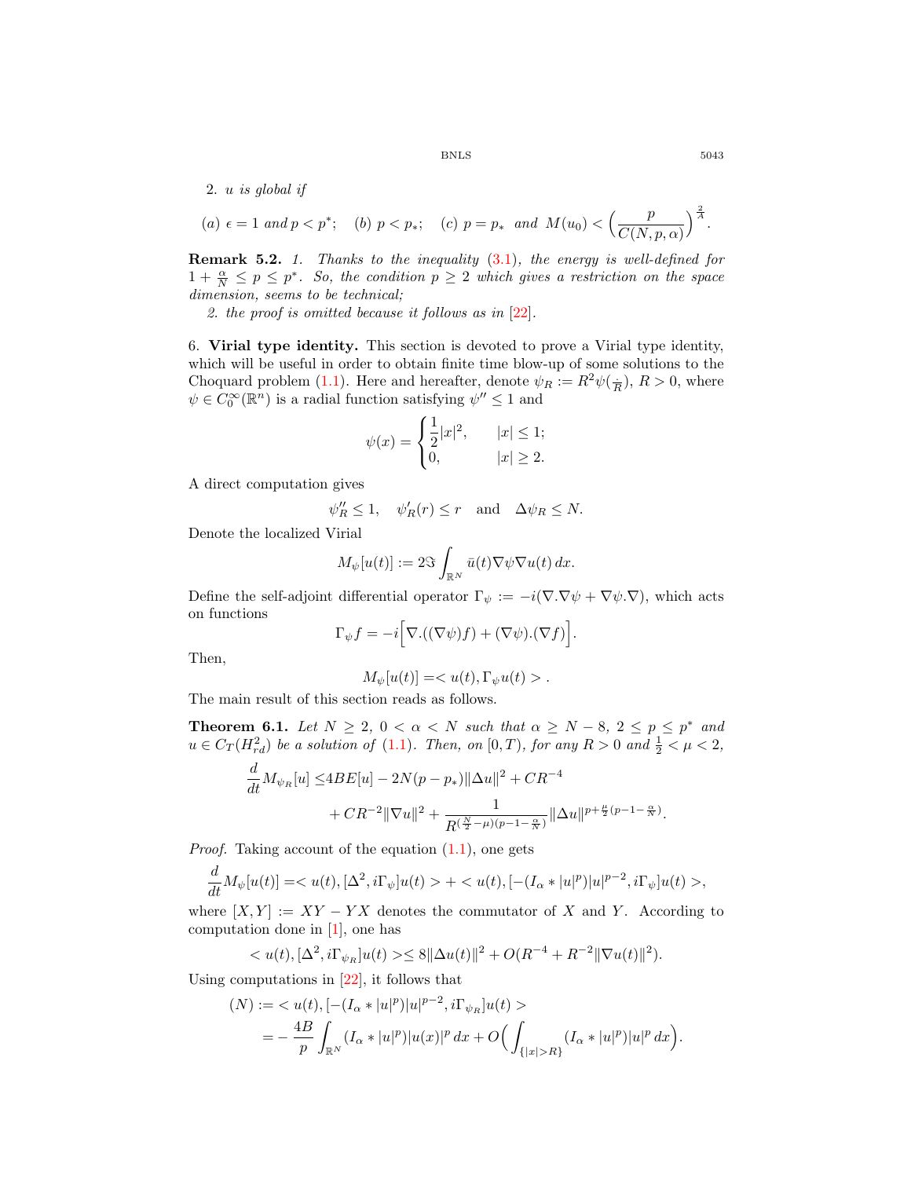2. *u is global if*

$$(a)\ \epsilon = 1 \text{ and } p < p^*; \quad (b)\ p < p_*; \quad (c)\ p = p_* \text{ and } M(u_0) < \Big(\frac{p}{C(N,p,\alpha)}\Big)^{\frac{2}{A}}.$$

**Remark 5.2.** *1. Thanks to the inequality* (3.1)*, the energy is well-defined for* $1 + \frac{\alpha}{N} \leq p \leq p^*$*. So, the condition* $p \geq 2$ *which gives a restriction on the space dimension, seems to be technical;*

*2. the proof is omitted because it follows as in* [22].

## 6. Virial type identity.

This section is devoted to prove a Virial type identity, which will be useful in order to obtain finite time blow-up of some solutions to the Choquard problem (1.1). Here and hereafter, denote $\psi_R := R^2\psi(\frac{\cdot}{R})$, $R > 0$, where $\psi \in C_0^\infty(\mathbb{R}^n)$ is a radial function satisfying $\psi'' \leq 1$ and

$$\psi(x) = \begin{cases} \frac{1}{2}|x|^2, & |x| \leq 1; \\ 0, & |x| \geq 2. \end{cases}$$

A direct computation gives

$$\psi_R'' \leq 1, \quad \psi_R'(r) \leq r \quad \text{and} \quad \Delta\psi_R \leq N.$$

Denote the localized Virial

$$M_\psi[u(t)] := 2\Im \int_{\mathbb{R}^N} \bar{u}(t)\nabla\psi\nabla u(t)\,dx.$$

Define the self-adjoint differential operator $\Gamma_\psi := -i(\nabla.\nabla\psi + \nabla\psi.\nabla)$, which acts on functions

$$\Gamma_\psi f = -i\Big[\nabla.((\nabla\psi)f) + (\nabla\psi).(\nabla f)\Big].$$

Then,

$$M_\psi[u(t)] = < u(t), \Gamma_\psi u(t) > .$$

The main result of this section reads as follows.

**Theorem 6.1.** *Let* $N \geq 2$*,* $0 < \alpha < N$ *such that* $\alpha \geq N - 8$*,* $2 \leq p \leq p^*$ *and* $u \in C_T(H^2_{rd})$ *be a solution of* (1.1)*. Then, on* $[0, T)$*, for any* $R > 0$ *and* $\frac{1}{2} < \mu < 2$*,*

$$\begin{aligned}\frac{d}{dt}M_{\psi_R}[u] \leq & 4BE[u] - 2N(p - p_*)\|\Delta u\|^2 + CR^{-4} \\ & + CR^{-2}\|\nabla u\|^2 + \frac{1}{R^{(\frac{N}{2}-\mu)(p-1-\frac{\alpha}{N})}}\|\Delta u\|^{p+\frac{\mu}{2}(p-1-\frac{\alpha}{N})}.\end{aligned}$$

*Proof.* Taking account of the equation (1.1), one gets

$$\frac{d}{dt}M_\psi[u(t)] = < u(t), [\Delta^2, i\Gamma_\psi]u(t) > + < u(t), [-(I_\alpha * |u|^p)|u|^{p-2}, i\Gamma_\psi]u(t) >,$$

where $[X, Y] := XY - YX$ denotes the commutator of $X$ and $Y$. According to computation done in [1], one has

$$< u(t), [\Delta^2, i\Gamma_{\psi_R}]u(t) > \leq 8\|\Delta u(t)\|^2 + O(R^{-4} + R^{-2}\|\nabla u(t)\|^2).$$

Using computations in [22], it follows that

$$\begin{aligned}(N) :=& < u(t), [-(I_\alpha * |u|^p)|u|^{p-2}, i\Gamma_{\psi_R}]u(t) > \\ =& -\frac{4B}{p}\int_{\mathbb{R}^N}(I_\alpha * |u|^p)|u(x)|^p\,dx + O\Big(\int_{\{|x|>R\}}(I_\alpha * |u|^p)|u|^p\,dx\Big).\end{aligned}$$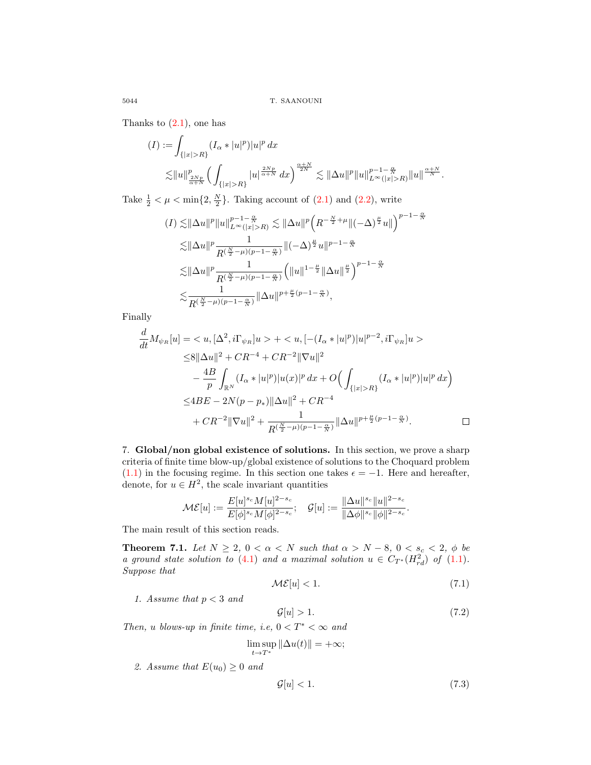Thanks to (2.1), one has

$$
\begin{aligned}
(I) :=& \int_{\{|x|>R\}} (I_\alpha * |u|^p)|u|^p\, dx \\
\lesssim& \|u\|^p_{\frac{2Np}{\alpha+N}} \Big( \int_{\{|x|>R\}} |u|^{\frac{2Np}{\alpha+N}}\, dx \Big)^{\frac{\alpha+N}{2N}} \lesssim \|\Delta u\|^p \|u\|^{p-1-\frac{\alpha}{N}}_{L^\infty(|x|>R)} \|u\|^{\frac{\alpha+N}{N}}.
\end{aligned}
$$

Take $\frac{1}{2} < \mu < \min\{2, \frac{N}{2}\}$. Taking account of (2.1) and (2.2), write

$$
\begin{aligned}
(I) \lesssim& \|\Delta u\|^p \|u\|^{p-1-\frac{\alpha}{N}}_{L^\infty(|x|>R)} \lesssim \|\Delta u\|^p \Big( R^{-\frac{N}{2}+\mu} \|(-\Delta)^{\frac{\mu}{2}} u\| \Big)^{p-1-\frac{\alpha}{N}} \\
\lesssim& \|\Delta u\|^p \frac{1}{R^{(\frac{N}{2}-\mu)(p-1-\frac{\alpha}{N})}} \|(-\Delta)^{\frac{\mu}{2}} u\|^{p-1-\frac{\alpha}{N}} \\
\lesssim& \|\Delta u\|^p \frac{1}{R^{(\frac{N}{2}-\mu)(p-1-\frac{\alpha}{N})}} \Big( \|u\|^{1-\frac{\mu}{2}} \|\Delta u\|^{\frac{\mu}{2}} \Big)^{p-1-\frac{\alpha}{N}} \\
\lesssim& \frac{1}{R^{(\frac{N}{2}-\mu)(p-1-\frac{\alpha}{N})}} \|\Delta u\|^{p+\frac{\mu}{2}(p-1-\frac{\alpha}{N})},
\end{aligned}
$$

Finally

$$
\begin{aligned}
\frac{d}{dt} M_{\psi_R}[u] =& < u, [\Delta^2, i\Gamma_{\psi_R}]u > + < u, [-(I_\alpha * |u|^p)|u|^{p-2}, i\Gamma_{\psi_R}]u > \\
\leq& 8\|\Delta u\|^2 + CR^{-4} + CR^{-2}\|\nabla u\|^2 \\
&- \frac{4B}{p} \int_{\mathbb{R}^N} (I_\alpha * |u|^p)|u(x)|^p\, dx + O\Big( \int_{\{|x|>R\}} (I_\alpha * |u|^p)|u|^p\, dx \Big) \\
\leq& 4BE - 2N(p-p_*)\|\Delta u\|^2 + CR^{-4} \\
&+ CR^{-2}\|\nabla u\|^2 + \frac{1}{R^{(\frac{N}{2}-\mu)(p-1-\frac{\alpha}{N})}} \|\Delta u\|^{p+\frac{\mu}{2}(p-1-\frac{\alpha}{N})}.
\end{aligned}
$$

□

## 7. Global/non global existence of solutions.

In this section, we prove a sharp criteria of finite time blow-up/global existence of solutions to the Choquard problem (1.1) in the focusing regime. In this section one takes $\epsilon = -1$. Here and hereafter, denote, for $u \in H^2$, the scale invariant quantities

$$
\mathcal{ME}[u] := \frac{E[u]^{s_c} M[u]^{2-s_c}}{E[\phi]^{s_c} M[\phi]^{2-s_c}}; \quad \mathcal{G}[u] := \frac{\|\Delta u\|^{s_c} \|u\|^{2-s_c}}{\|\Delta \phi\|^{s_c} \|\phi\|^{2-s_c}}.
$$

The main result of this section reads.

**Theorem 7.1.** *Let $N \geq 2$, $0 < \alpha < N$ such that $\alpha > N-8$, $0 < s_c < 2$, $\phi$ be a ground state solution to (4.1) and a maximal solution $u \in C_{T^*}(H^2_{rd})$ of (1.1). Suppose that*

$$
\mathcal{ME}[u] < 1. \tag{7.1}
$$

*1. Assume that $p < 3$ and*

$$
\mathcal{G}[u] > 1. \tag{7.2}
$$

*Then, $u$ blows-up in finite time, i.e, $0 < T^* < \infty$ and*

$$
\limsup_{t \to T^*} \|\Delta u(t)\| = +\infty;
$$

*2. Assume that $E(u_0) \geq 0$ and*

$$
\mathcal{G}[u] < 1. \tag{7.3}
$$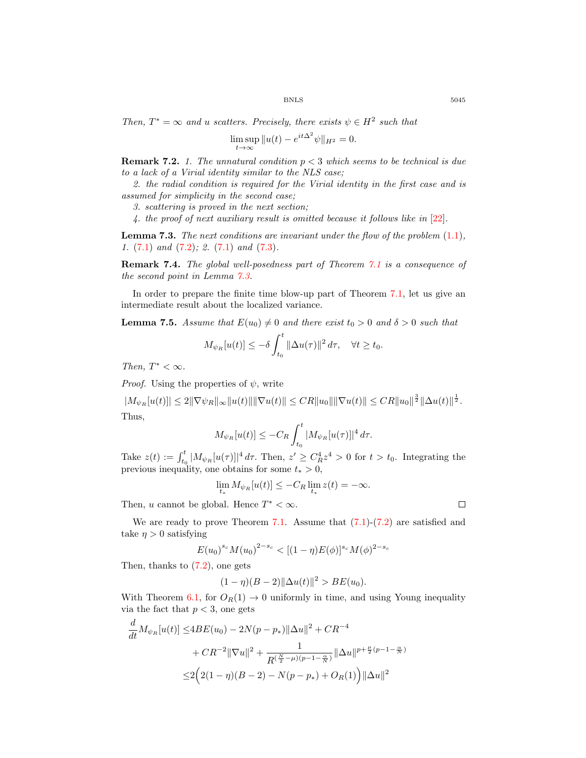*Then, $T^* = \infty$ and $u$ scatters. Precisely, there exists $\psi \in H^2$ such that*

$$\limsup_{t\to\infty} \|u(t) - e^{it\Delta^2}\psi\|_{H^2} = 0.$$

**Remark 7.2.** *1. The unnatural condition $p < 3$ which seems to be technical is due to a lack of a Virial identity similar to the NLS case;*

*2. the radial condition is required for the Virial identity in the first case and is assumed for simplicity in the second case;*

*3. scattering is proved in the next section;*

*4. the proof of next auxiliary result is omitted because it follows like in [22].*

**Lemma 7.3.** *The next conditions are invariant under the flow of the problem (1.1), 1. (7.1) and (7.2); 2. (7.1) and (7.3).*

**Remark 7.4.** *The global well-posedness part of Theorem 7.1 is a consequence of the second point in Lemma 7.3.*

In order to prepare the finite time blow-up part of Theorem 7.1, let us give an intermediate result about the localized variance.

**Lemma 7.5.** *Assume that $E(u_0) \neq 0$ and there exist $t_0 > 0$ and $\delta > 0$ such that*

$$M_{\psi_R}[u(t)] \leq -\delta \int_{t_0}^{t} \|\Delta u(\tau)\|^2 \, d\tau, \quad \forall t \geq t_0.$$

*Then, $T^* < \infty$.*

*Proof.* Using the properties of $\psi$, write

$$|M_{\psi_R}[u(t)]| \leq 2\|\nabla\psi_R\|_\infty \|u(t)\|\|\nabla u(t)\| \leq CR\|u_0\|\|\nabla u(t)\| \leq CR\|u_0\|^{\frac{3}{2}}\|\Delta u(t)\|^{\frac{1}{2}}.$$

Thus,

$$M_{\psi_R}[u(t)] \leq -C_R \int_{t_0}^{t} |M_{\psi_R}[u(\tau)]|^4 \, d\tau.$$

Take $z(t) := \int_{t_0}^{t} |M_{\psi_R}[u(\tau)]|^4 \, d\tau$. Then, $z' \geq C_R^4 z^4 > 0$ for $t > t_0$. Integrating the previous inequality, one obtains for some $t_* > 0$,

$$\lim_{t_*} M_{\psi_R}[u(t)] \leq -C_R \lim_{t_*} z(t) = -\infty.$$

Then, $u$ cannot be global. Hence $T^* < \infty$. $\square$

We are ready to prove Theorem 7.1. Assume that (7.1)-(7.2) are satisfied and take $\eta > 0$ satisfying

$$E(u_0)^{s_c} M(u_0)^{2-s_c} < [(1-\eta)E(\phi)]^{s_c} M(\phi)^{2-s_c}$$

Then, thanks to (7.2), one gets

$$(1-\eta)(B-2)\|\Delta u(t)\|^2 > BE(u_0).$$

With Theorem 6.1, for $O_R(1) \to 0$ uniformly in time, and using Young inequality via the fact that $p < 3$, one gets

$$\begin{aligned}
\frac{d}{dt} M_{\psi_R}[u(t)] \leq & 4BE(u_0) - 2N(p - p_*)\|\Delta u\|^2 + CR^{-4} \\
& + CR^{-2}\|\nabla u\|^2 + \frac{1}{R^{(\frac{N}{2}-\mu)(p-1-\frac{\alpha}{N})}} \|\Delta u\|^{p+\frac{\mu}{2}(p-1-\frac{\alpha}{N})} \\
\leq & 2\Big(2(1-\eta)(B-2) - N(p-p_*) + O_R(1)\Big)\|\Delta u\|^2
\end{aligned}$$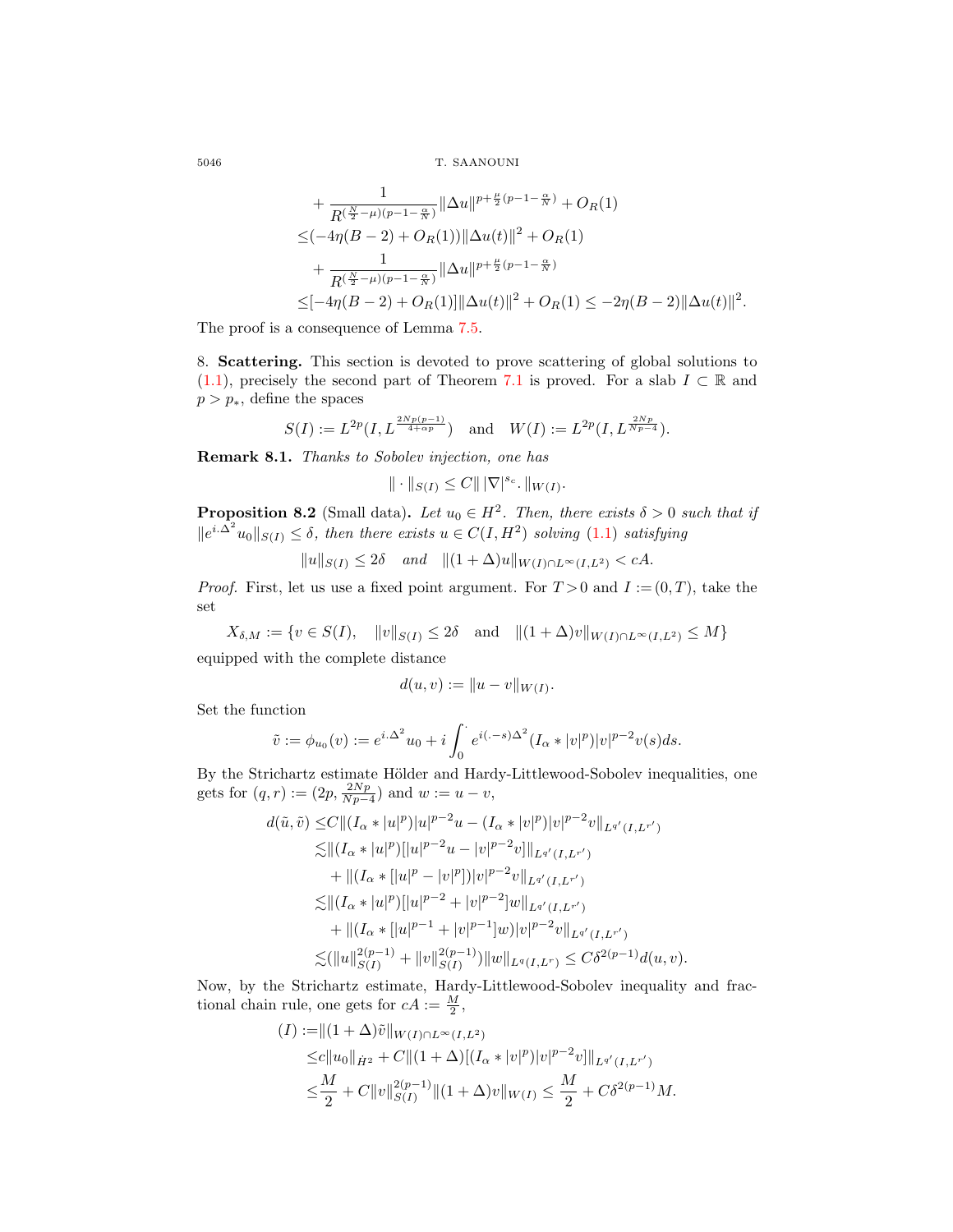$$
\begin{aligned}
&+\frac{1}{R^{(\frac{N}{2}-\mu)(p-1-\frac{\alpha}{N})}}\|\Delta u\|^{p+\frac{\mu}{2}(p-1-\frac{\alpha}{N})}+O_R(1)\\
\leq&(-4\eta(B-2)+O_R(1))\|\Delta u(t)\|^2+O_R(1)\\
&+\frac{1}{R^{(\frac{N}{2}-\mu)(p-1-\frac{\alpha}{N})}}\|\Delta u\|^{p+\frac{\mu}{2}(p-1-\frac{\alpha}{N})}\\
\leq&[-4\eta(B-2)+O_R(1)]\|\Delta u(t)\|^2+O_R(1)\leq -2\eta(B-2)\|\Delta u(t)\|^2.
\end{aligned}
$$

The proof is a consequence of Lemma 7.5.

8. **Scattering.** This section is devoted to prove scattering of global solutions to (1.1), precisely the second part of Theorem 7.1 is proved. For a slab $I\subset\mathbb{R}$ and $p>p_*$, define the spaces

$$
S(I):=L^{2p}(I,L^{\frac{2Np(p-1)}{4+\alpha p}})\quad\text{and}\quad W(I):=L^{2p}(I,L^{\frac{2Np}{Np-4}}).
$$

**Remark 8.1.** *Thanks to Sobolev injection, one has*

$$
\|\cdot\|_{S(I)}\leq C\||\nabla|^{s_c}.\|_{W(I)}.
$$

**Proposition 8.2** (Small data). *Let $u_0\in H^2$. Then, there exists $\delta>0$ such that if $\|e^{i.\Delta^2}u_0\|_{S(I)}\leq\delta$, then there exists $u\in C(I,H^2)$ solving (1.1) satisfying*

$$
\|u\|_{S(I)}\leq 2\delta\quad\text{and}\quad\|(1+\Delta)u\|_{W(I)\cap L^\infty(I,L^2)}<cA.
$$

*Proof.* First, let us use a fixed point argument. For $T>0$ and $I:=(0,T)$, take the set

$$
X_{\delta,M}:=\{v\in S(I),\quad\|v\|_{S(I)}\leq 2\delta\quad\text{and}\quad\|(1+\Delta)v\|_{W(I)\cap L^\infty(I,L^2)}\leq M\}
$$

equipped with the complete distance

$$
d(u,v):=\|u-v\|_{W(I)}.
$$

Set the function

$$
\tilde v:=\phi_{u_0}(v):=e^{i.\Delta^2}u_0+i\int_0^\cdot e^{i(\cdot-s)\Delta^2}(I_\alpha*|v|^p)|v|^{p-2}v(s)ds.
$$

By the Strichartz estimate Hölder and Hardy-Littlewood-Sobolev inequalities, one gets for $(q,r):=(2p,\frac{2Np}{Np-4})$ and $w:=u-v$,

$$
\begin{aligned}
d(\tilde u,\tilde v)\leq&C\|(I_\alpha*|u|^p)|u|^{p-2}u-(I_\alpha*|v|^p)|v|^{p-2}v\|_{L^{q'}(I,L^{r'})}\\
\lesssim&\|(I_\alpha*|u|^p)[|u|^{p-2}u-|v|^{p-2}v]\|_{L^{q'}(I,L^{r'})}\\
&+\|(I_\alpha*[|u|^p-|v|^p])|v|^{p-2}v\|_{L^{q'}(I,L^{r'})}\\
\lesssim&\|(I_\alpha*|u|^p)[|u|^{p-2}+|v|^{p-2}]w\|_{L^{q'}(I,L^{r'})}\\
&+\|(I_\alpha*[|u|^{p-1}+|v|^{p-1}]w)|v|^{p-2}v\|_{L^{q'}(I,L^{r'})}\\
\lesssim&(\|u\|_{S(I)}^{2(p-1)}+\|v\|_{S(I)}^{2(p-1)})\|w\|_{L^q(I,L^r)}\leq C\delta^{2(p-1)}d(u,v).
\end{aligned}
$$

Now, by the Strichartz estimate, Hardy-Littlewood-Sobolev inequality and fractional chain rule, one gets for $cA:=\frac{M}{2}$,

$$
\begin{aligned}
(I):=&\|(1+\Delta)\tilde v\|_{W(I)\cap L^\infty(I,L^2)}\\
\leq&c\|u_0\|_{\dot H^2}+C\|(1+\Delta)[(I_\alpha*|v|^p)|v|^{p-2}v]\|_{L^{q'}(I,L^{r'})}\\
\leq&\frac{M}{2}+C\|v\|_{S(I)}^{2(p-1)}\|(1+\Delta)v\|_{W(I)}\leq\frac{M}{2}+C\delta^{2(p-1)}M.
\end{aligned}
$$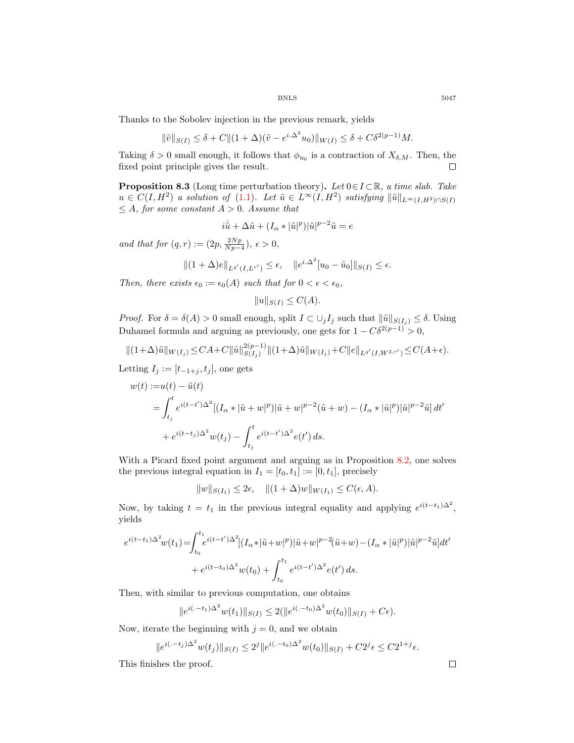Thanks to the Sobolev injection in the previous remark, yields

$$\|\tilde{v}\|_{S(I)} \leq \delta + C\|(1+\Delta)(\tilde{v} - e^{i.\Delta^2}u_0)\|_{W(I)} \leq \delta + C\delta^{2(p-1)}M.$$

Taking $\delta > 0$ small enough, it follows that $\phi_{u_0}$ is a contraction of $X_{\delta,M}$. Then, the fixed point principle gives the result. $\square$

**Proposition 8.3** (Long time perturbation theory)**.** *Let $0 \in I \subset \mathbb{R}$, a time slab. Take $u \in C(I, H^2)$ a solution of (1.1). Let $\tilde{u} \in L^\infty(I, H^2)$ satisfying $\|\tilde{u}\|_{L^\infty(I,H^2)\cap S(I)} \leq A$, for some constant $A > 0$. Assume that*

$$i\dot{\tilde{u}} + \Delta\tilde{u} + (I_\alpha * |\tilde{u}|^p)|\tilde{u}|^{p-2}\tilde{u} = e$$

*and that for $(q,r) := (2p, \frac{2Np}{Np-4})$, $\epsilon > 0$,*

$$\|(1+\Delta)e\|_{L^{q'}(I,L^{r'})} \leq \epsilon, \quad \|e^{i.\Delta^2}[u_0 - \tilde{u}_0]\|_{S(I)} \leq \epsilon.$$

*Then, there exists $\epsilon_0 := \epsilon_0(A)$ such that for $0 < \epsilon < \epsilon_0$,*

$$\|u\|_{S(I)} \leq C(A).$$

*Proof.* For $\delta = \delta(A) > 0$ small enough, split $I \subset \cup_j I_j$ such that $\|\tilde{u}\|_{S(I_j)} \leq \delta$. Using Duhamel formula and arguing as previously, one gets for $1 - C\delta^{2(p-1)} > 0$,

$$\|(1+\Delta)\tilde{u}\|_{W(I_j)} \leq CA + C\|\tilde{u}\|_{S(I_j)}^{2(p-1)}\|(1+\Delta)\tilde{u}\|_{W(I_j)} + C\|e\|_{L^{q'}(I,W^{2,r'})} \leq C(A+\epsilon).$$

Letting $I_j := [t_{-1+j}, t_j]$, one gets

$$\begin{aligned} w(t) :=& u(t) - \tilde{u}(t) \\ =& \int_{t_j}^t e^{i(t-t')\Delta^2}[(I_\alpha * |\tilde{u}+w|^p)|\tilde{u}+w|^{p-2}(\tilde{u}+w) - (I_\alpha * |\tilde{u}|^p)|\tilde{u}|^{p-2}\tilde{u}]\,dt' \\ &+ e^{i(t-t_j)\Delta^2}w(t_j) - \int_{t_j}^t e^{i(t-t')\Delta^2}e(t')\,ds. \end{aligned}$$

With a Picard fixed point argument and arguing as in Proposition 8.2, one solves the previous integral equation in $I_1 = [t_0, t_1] := [0, t_1]$, precisely

$$\|w\|_{S(I_1)} \leq 2\epsilon, \quad \|(1+\Delta)w\|_{W(I_1)} \leq C(\epsilon, A).$$

Now, by taking $t = t_1$ in the previous integral equality and applying $e^{i(t-t_1)\Delta^2}$, yields

$$\begin{aligned} e^{i(t-t_1)\Delta^2}w(t_1) =& \int_{t_0}^{t_1} e^{i(t-t')\Delta^2}[(I_\alpha * |\tilde{u}+w|^p)|\tilde{u}+w|^{p-2}(\tilde{u}+w) - (I_\alpha * |\tilde{u}|^p)|\tilde{u}|^{p-2}\tilde{u}]dt' \\ &+ e^{i(t-t_0)\Delta^2}w(t_0) + \int_{t_0}^{t_1} e^{i(t-t')\Delta^2}e(t')\,ds. \end{aligned}$$

Then, with similar to previous computation, one obtains

$$\|e^{i(.-t_1)\Delta^2}w(t_1)\|_{S(I)} \leq 2(\|e^{i(.-t_0)\Delta^2}w(t_0)\|_{S(I)} + C\epsilon).$$

Now, iterate the beginning with $j = 0$, and we obtain

$$\|e^{i(.-t_j)\Delta^2}w(t_j)\|_{S(I)} \leq 2^j\|e^{i(.-t_0)\Delta^2}w(t_0)\|_{S(I)} + C2^j\epsilon \leq C2^{1+j}\epsilon.$$

This finishes the proof. $\square$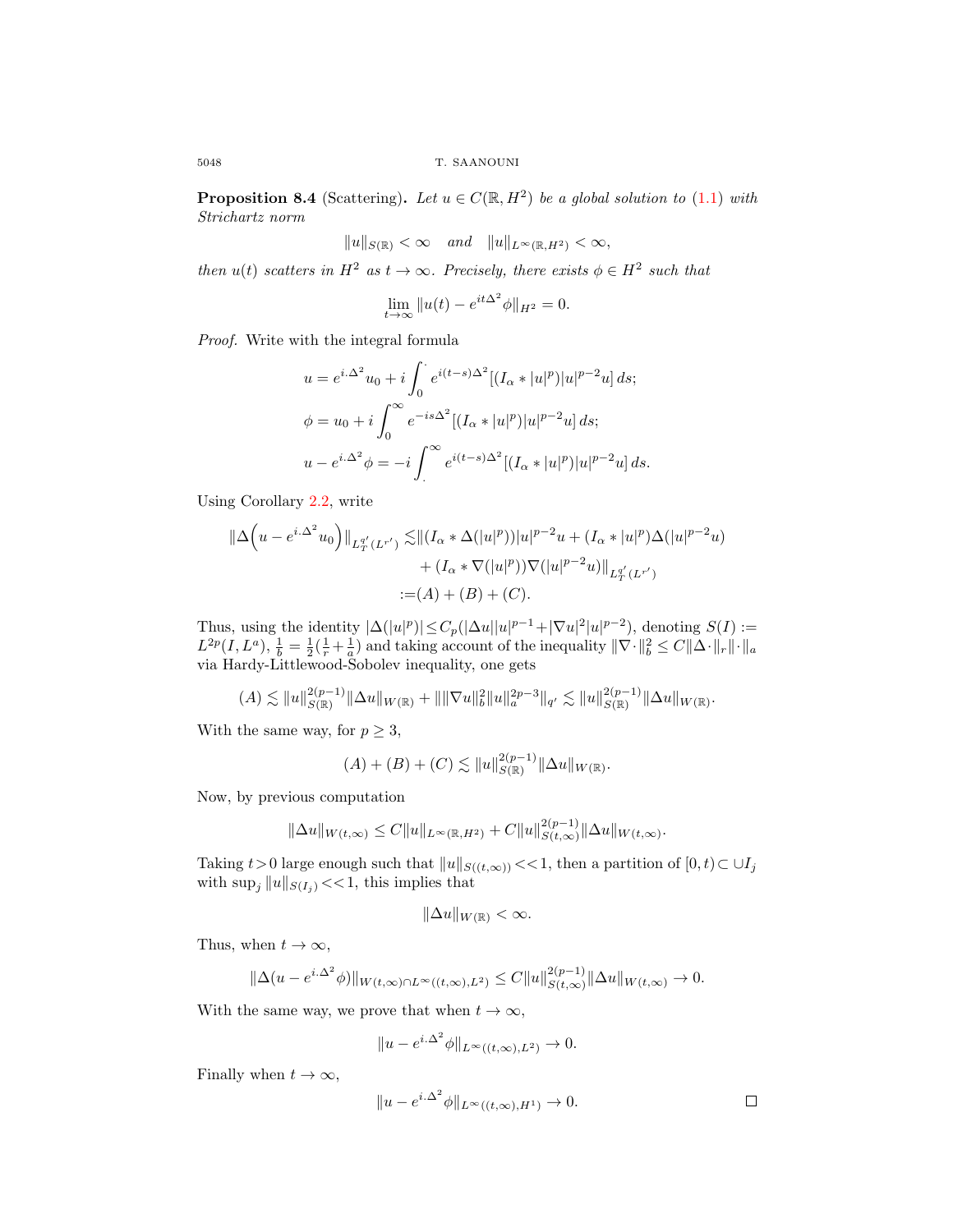**Proposition 8.4** (Scattering)**.** *Let $u \in C(\mathbb{R}, H^2)$ be a global solution to (1.1) with Strichartz norm*

$$\|u\|_{S(\mathbb{R})} < \infty \quad \textit{and} \quad \|u\|_{L^\infty(\mathbb{R},H^2)} < \infty,$$

*then $u(t)$ scatters in $H^2$ as $t \to \infty$. Precisely, there exists $\phi \in H^2$ such that*

$$\lim_{t\to\infty} \|u(t) - e^{it\Delta^2}\phi\|_{H^2} = 0.$$

*Proof.* Write with the integral formula

$$\begin{aligned}
u &= e^{i.\Delta^2}u_0 + i\int_0^{.} e^{i(t-s)\Delta^2}[(I_\alpha * |u|^p)|u|^{p-2}u]\, ds;\\
\phi &= u_0 + i\int_0^{\infty} e^{-is\Delta^2}[(I_\alpha * |u|^p)|u|^{p-2}u]\, ds;\\
u - e^{i.\Delta^2}\phi &= -i\int_{.}^{\infty} e^{i(t-s)\Delta^2}[(I_\alpha * |u|^p)|u|^{p-2}u]\, ds.
\end{aligned}$$

Using Corollary 2.2, write

$$\begin{aligned}
\|\Delta\Big(u - e^{i.\Delta^2}u_0\Big)\|_{L_T^{q'}(L^{r'})} \lesssim& \|(I_\alpha * \Delta(|u|^p))|u|^{p-2}u + (I_\alpha * |u|^p)\Delta(|u|^{p-2}u)\\
&+ (I_\alpha * \nabla(|u|^p))\nabla(|u|^{p-2}u)\|_{L_T^{q'}(L^{r'})}\\
:=&(A) + (B) + (C).
\end{aligned}$$

Thus, using the identity $|\Delta(|u|^p)| \leq C_p(|\Delta u||u|^{p-1} + |\nabla u|^2|u|^{p-2})$, denoting $S(I) := L^{2p}(I, L^a)$, $\frac{1}{b} = \frac{1}{2}(\frac{1}{r} + \frac{1}{a})$ and taking account of the inequality $\|\nabla\cdot\|_b^2 \leq C\|\Delta\cdot\|_r\|\cdot\|_a$ via Hardy-Littlewood-Sobolev inequality, one gets

$$(A) \lesssim \|u\|_{S(\mathbb{R})}^{2(p-1)}\|\Delta u\|_{W(\mathbb{R})} + \|\|\nabla u\|_b^2\|u\|_a^{2p-3}\|_{q'} \lesssim \|u\|_{S(\mathbb{R})}^{2(p-1)}\|\Delta u\|_{W(\mathbb{R})}.$$

With the same way, for $p \geq 3$,

$$(A) + (B) + (C) \lesssim \|u\|_{S(\mathbb{R})}^{2(p-1)}\|\Delta u\|_{W(\mathbb{R})}.$$

Now, by previous computation

$$\|\Delta u\|_{W(t,\infty)} \leq C\|u\|_{L^\infty(\mathbb{R},H^2)} + C\|u\|_{S(t,\infty)}^{2(p-1)}\|\Delta u\|_{W(t,\infty)}.$$

Taking $t > 0$ large enough such that $\|u\|_{S((t,\infty))} << 1$, then a partition of $[0,t) \subset \cup I_j$ with $\sup_j \|u\|_{S(I_j)} << 1$, this implies that

$$\|\Delta u\|_{W(\mathbb{R})} < \infty.$$

Thus, when $t \to \infty$,

$$\|\Delta(u - e^{i.\Delta^2}\phi)\|_{W(t,\infty)\cap L^\infty((t,\infty),L^2)} \leq C\|u\|_{S(t,\infty)}^{2(p-1)}\|\Delta u\|_{W(t,\infty)} \to 0.$$

With the same way, we prove that when $t \to \infty$,

$$\|u - e^{i.\Delta^2}\phi\|_{L^\infty((t,\infty),L^2)} \to 0.$$

Finally when $t \to \infty$,

$$\|u - e^{i.\Delta^2}\phi\|_{L^\infty((t,\infty),H^1)} \to 0.$$

$\square$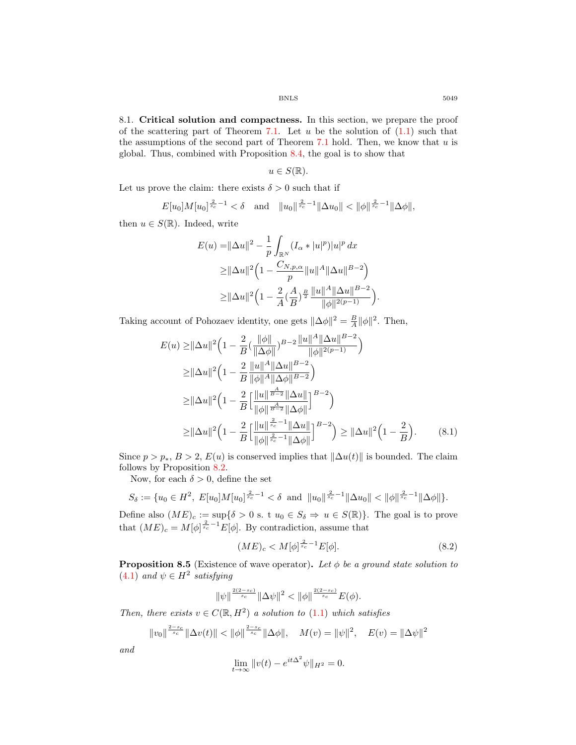8.1. **Critical solution and compactness.** In this section, we prepare the proof of the scattering part of Theorem 7.1. Let $u$ be the solution of (1.1) such that the assumptions of the second part of Theorem 7.1 hold. Then, we know that $u$ is global. Thus, combined with Proposition 8.4, the goal is to show that

$$u \in S(\mathbb{R}).$$

Let us prove the claim: there exists $\delta > 0$ such that if

$$E[u_0]M[u_0]^{\frac{2}{s_c}-1} < \delta \quad \text{and} \quad \|u_0\|^{\frac{2}{s_c}-1}\|\Delta u_0\| < \|\phi\|^{\frac{2}{s_c}-1}\|\Delta\phi\|,$$

then $u \in S(\mathbb{R})$. Indeed, write

$$\begin{aligned}
E(u) =& \|\Delta u\|^2 - \frac{1}{p}\int_{\mathbb{R}^N}(I_\alpha * |u|^p)|u|^p\,dx \\
\geq& \|\Delta u\|^2\Big(1 - \frac{C_{N,p,\alpha}}{p}\|u\|^A\|\Delta u\|^{B-2}\Big) \\
\geq& \|\Delta u\|^2\Big(1 - \frac{2}{A}\big(\frac{A}{B}\big)^{\frac{B}{2}}\frac{\|u\|^A\|\Delta u\|^{B-2}}{\|\phi\|^{2(p-1)}}\Big).
\end{aligned}$$

Taking account of Pohozaev identity, one gets $\|\Delta\phi\|^2 = \frac{B}{A}\|\phi\|^2$. Then,

$$\begin{aligned}
E(u) \geq& \|\Delta u\|^2\Big(1 - \frac{2}{B}\big(\frac{\|\phi\|}{\|\Delta\phi\|}\big)^{B-2}\frac{\|u\|^A\|\Delta u\|^{B-2}}{\|\phi\|^{2(p-1)}}\Big) \\
\geq& \|\Delta u\|^2\Big(1 - \frac{2}{B}\frac{\|u\|^A\|\Delta u\|^{B-2}}{\|\phi\|^A\|\Delta\phi\|^{B-2}}\Big) \\
\geq& \|\Delta u\|^2\Big(1 - \frac{2}{B}\Big[\frac{\|u\|^{\frac{A}{B-2}}\|\Delta u\|}{\|\phi\|^{\frac{A}{B-2}}\|\Delta\phi\|}\Big]^{B-2}\Big) \\
\geq& \|\Delta u\|^2\Big(1 - \frac{2}{B}\Big[\frac{\|u\|^{\frac{2}{s_c}-1}\|\Delta u\|}{\|\phi\|^{\frac{2}{s_c}-1}\|\Delta\phi\|}\Big]^{B-2}\Big) \geq \|\Delta u\|^2\Big(1 - \frac{2}{B}\Big). \qquad (8.1)
\end{aligned}$$

Since $p > p_*$, $B > 2$, $E(u)$ is conserved implies that $\|\Delta u(t)\|$ is bounded. The claim follows by Proposition 8.2.

Now, for each $\delta > 0$, define the set

$$S_\delta := \{u_0 \in H^2,\ E[u_0]M[u_0]^{\frac{2}{s_c}-1} < \delta \ \text{ and } \ \|u_0\|^{\frac{2}{s_c}-1}\|\Delta u_0\| < \|\phi\|^{\frac{2}{s_c}-1}\|\Delta\phi\|\}.$$

Define also $(ME)_c := \sup\{\delta > 0 \text{ s. t } u_0 \in S_\delta \Rightarrow u \in S(\mathbb{R})\}$. The goal is to prove that $(ME)_c = M[\phi]^{\frac{2}{s_c}-1}E[\phi]$. By contradiction, assume that

$$(ME)_c < M[\phi]^{\frac{2}{s_c}-1}E[\phi]. \qquad (8.2)$$

**Proposition 8.5** (Existence of wave operator)**.** *Let $\phi$ be a ground state solution to (4.1) and $\psi \in H^2$ satisfying*

$$\|\psi\|^{\frac{2(2-s_c)}{s_c}}\|\Delta\psi\|^2 < \|\phi\|^{\frac{2(2-s_c)}{s_c}}E(\phi).$$

*Then, there exists $v \in C(\mathbb{R}, H^2)$ a solution to (1.1) which satisfies*

$$\|v_0\|^{\frac{2-s_c}{s_c}}\|\Delta v(t)\| < \|\phi\|^{\frac{2-s_c}{s_c}}\|\Delta\phi\|, \quad M(v) = \|\psi\|^2, \quad E(v) = \|\Delta\psi\|^2$$

*and*

$$\lim_{t\to\infty}\|v(t) - e^{it\Delta^2}\psi\|_{H^2} = 0.$$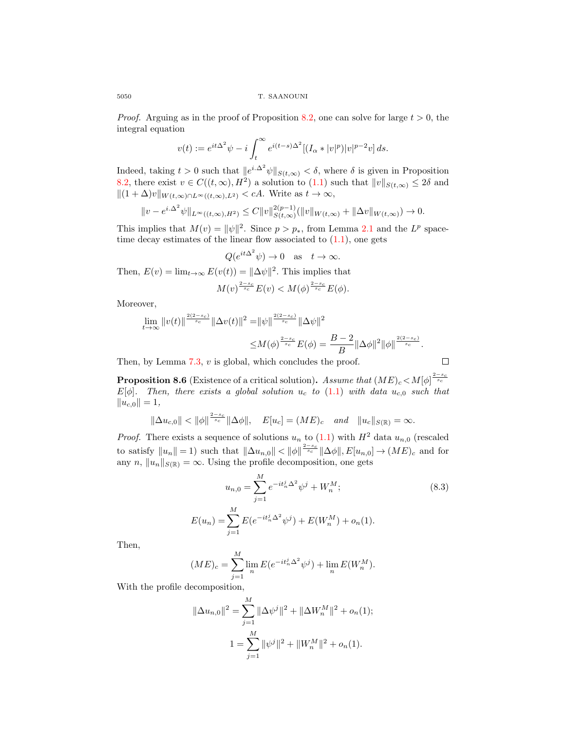*Proof.* Arguing as in the proof of Proposition 8.2, one can solve for large $t>0$, the integral equation

$$v(t) := e^{it\Delta^2}\psi - i\int_t^\infty e^{i(t-s)\Delta^2}[(I_\alpha * |v|^p)|v|^{p-2}v]\,ds.$$

Indeed, taking $t>0$ such that $\|e^{i.\Delta^2}\psi\|_{S(t,\infty)}<\delta$, where $\delta$ is given in Proposition 8.2, there exist $v\in C((t,\infty),H^2)$ a solution to (1.1) such that $\|v\|_{S(t,\infty)}\leq 2\delta$ and $\|(1+\Delta)v\|_{W(t,\infty)\cap L^\infty((t,\infty),L^2)}<cA$. Write as $t\to\infty$,

$$\|v-e^{i.\Delta^2}\psi\|_{L^\infty((t,\infty),H^2)}\leq C\|v\|_{S(t,\infty)}^{2(p-1)}(\|v\|_{W(t,\infty)}+\|\Delta v\|_{W(t,\infty)})\to 0.$$

This implies that $M(v)=\|\psi\|^2$. Since $p>p_*$, from Lemma 2.1 and the $L^p$ space-time decay estimates of the linear flow associated to (1.1), one gets

$$Q(e^{it\Delta^2}\psi)\to 0 \quad \text{as} \quad t\to\infty.$$

Then, $E(v)=\lim_{t\to\infty}E(v(t))=\|\Delta\psi\|^2$. This implies that

$$M(v)^{\frac{2-s_c}{s_c}}E(v)<M(\phi)^{\frac{2-s_c}{s_c}}E(\phi).$$

Moreover,

$$\begin{aligned}\lim_{t\to\infty}\|v(t)\|^{\frac{2(2-s_c)}{s_c}}\|\Delta v(t)\|^2 =&\|\psi\|^{\frac{2(2-s_c)}{s_c}}\|\Delta\psi\|^2\\ \leq& M(\phi)^{\frac{2-s_c}{s_c}}E(\phi)=\frac{B-2}{B}\|\Delta\phi\|^2\|\phi\|^{\frac{2(2-s_c)}{s_c}}.\end{aligned}$$

Then, by Lemma 7.3, $v$ is global, which concludes the proof. $\square$

**Proposition 8.6** (Existence of a critical solution)**.** *Assume that $(ME)_c<M[\phi]^{\frac{2-s_c}{s_c}}E[\phi]$. Then, there exists a global solution $u_c$ to (1.1) with data $u_{c,0}$ such that $\|u_{c,0}\|=1$,*

$$\|\Delta u_{c,0}\|<\|\phi\|^{\frac{2-s_c}{s_c}}\|\Delta\phi\|,\quad E[u_c]=(ME)_c \quad \textit{and} \quad \|u_c\|_{S(\mathbb{R})}=\infty.$$

*Proof.* There exists a sequence of solutions $u_n$ to (1.1) with $H^2$ data $u_{n,0}$ (rescaled to satisfy $\|u_n\|=1$) such that $\|\Delta u_{n,0}\|<\|\phi\|^{\frac{2-s_c}{s_c}}\|\Delta\phi\|, E[u_{n,0}]\to(ME)_c$ and for any $n$, $\|u_n\|_{S(\mathbb{R})}=\infty$. Using the profile decomposition, one gets

$$u_{n,0}=\sum_{j=1}^M e^{-it_n^j\Delta^2}\psi^j+W_n^M; \tag{8.3}$$

$$E(u_n)=\sum_{j=1}^M E(e^{-it_n^j\Delta^2}\psi^j)+E(W_n^M)+o_n(1).$$

Then,

$$(ME)_c=\sum_{j=1}^M\lim_n E(e^{-it_n^j\Delta^2}\psi^j)+\lim_n E(W_n^M).$$

With the profile decomposition,

$$\|\Delta u_{n,0}\|^2=\sum_{j=1}^M\|\Delta\psi^j\|^2+\|\Delta W_n^M\|^2+o_n(1);$$

$$1=\sum_{j=1}^M\|\psi^j\|^2+\|W_n^M\|^2+o_n(1).$$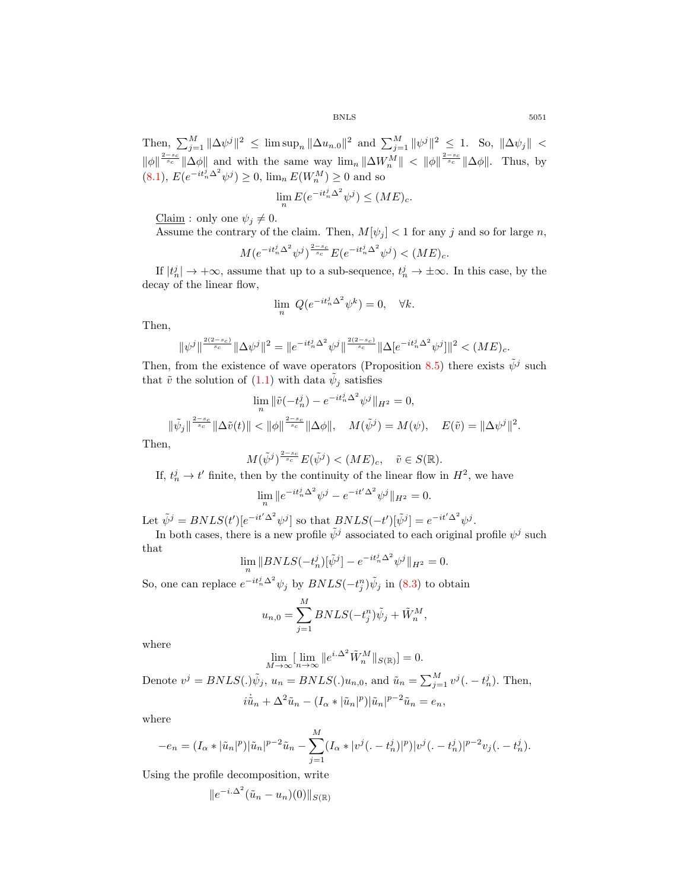Then, $\sum_{j=1}^{M}\|\Delta\psi^j\|^2 \leq \limsup_n \|\Delta u_{n.0}\|^2$ and $\sum_{j=1}^{M}\|\psi^j\|^2 \leq 1$. So, $\|\Delta\psi_j\| < \|\phi\|^{\frac{2-s_c}{s_c}}\|\Delta\phi\|$ and with the same way $\lim_n \|\Delta W_n^M\| < \|\phi\|^{\frac{2-s_c}{s_c}}\|\Delta\phi\|$. Thus, by (8.1), $E(e^{-it_n^j\Delta^2}\psi^j) \geq 0$, $\lim_n E(W_n^M) \geq 0$ and so

$$\lim_n E(e^{-it_n^j\Delta^2}\psi^j) \leq (ME)_c.$$

Claim : only one $\psi_j \neq 0$.

Assume the contrary of the claim. Then, $M[\psi_j] < 1$ for any $j$ and so for large $n$,

$$M(e^{-it_n^j\Delta^2}\psi^j)^{\frac{2-s_c}{s_c}}E(e^{-it_n^j\Delta^2}\psi^j) < (ME)_c.$$

If $|t_n^j| \to +\infty$, assume that up to a sub-sequence, $t_n^j \to \pm\infty$. In this case, by the decay of the linear flow,

$$\lim_n \; Q(e^{-it_n^j\Delta^2}\psi^k) = 0, \quad \forall k.$$

Then,

$$\|\psi^j\|^{\frac{2(2-s_c)}{s_c}}\|\Delta\psi^j\|^2 = \|e^{-it_n^j\Delta^2}\psi^j\|^{\frac{2(2-s_c)}{s_c}}\|\Delta[e^{-it_n^j\Delta^2}\psi^j]\|^2 < (ME)_c.$$

Then, from the existence of wave operators (Proposition 8.5) there exists $\tilde{\psi}^j$ such that $\tilde{v}$ the solution of (1.1) with data $\tilde{\psi}_j$ satisfies

$$\lim_n \|\tilde{v}(-t_n^j) - e^{-it_n^j\Delta^2}\psi^j\|_{H^2} = 0,$$

$$\|\tilde{\psi}_j\|^{\frac{2-s_c}{s_c}}\|\Delta\tilde{v}(t)\| < \|\phi\|^{\frac{2-s_c}{s_c}}\|\Delta\phi\|, \quad M(\tilde{\psi}^j) = M(\psi), \quad E(\tilde{v}) = \|\Delta\psi^j\|^2.$$

Then,

$$M(\tilde{\psi}^j)^{\frac{2-s_c}{s_c}}E(\tilde{\psi}^j) < (ME)_c, \quad \tilde{v} \in S(\mathbb{R}).$$

If, $t_n^j \to t'$ finite, then by the continuity of the linear flow in $H^2$, we have

$$\lim_n \|e^{-it_n^j\Delta^2}\psi^j - e^{-it'\Delta^2}\psi^j\|_{H^2} = 0.$$

Let $\tilde{\psi}^j = BNLS(t')[e^{-it'\Delta^2}\psi^j]$ so that $BNLS(-t')[\tilde{\psi}^j] = e^{-it'\Delta^2}\psi^j$.

In both cases, there is a new profile $\tilde{\psi}^j$ associated to each original profile $\psi^j$ such that

$$\lim_n \|BNLS(-t_n^j)[\tilde{\psi}^j] - e^{-it_n^j\Delta^2}\psi^j\|_{H^2} = 0.$$

So, one can replace $e^{-it_n^j\Delta^2}\psi_j$ by $BNLS(-t_j^n)\tilde{\psi}_j$ in (8.3) to obtain

$$u_{n,0} = \sum_{j=1}^{M} BNLS(-t_j^n)\tilde{\psi}_j + \tilde{W}_n^M,$$

where

$$\lim_{M\to\infty}[\lim_{n\to\infty}\|e^{i.\Delta^2}\tilde{W}_n^M\|_{S(\mathbb{R})}] = 0.$$

Denote $v^j = BNLS(.)\tilde{\psi}_j$, $u_n = BNLS(.)u_{n,0}$, and $\tilde{u}_n = \sum_{j=1}^{M} v^j(.-t_n^j)$. Then,

$$i\dot{\tilde{u}}_n + \Delta^2\tilde{u}_n - (I_\alpha * |\tilde{u}_n|^p)|\tilde{u}_n|^{p-2}\tilde{u}_n = e_n,$$

where

$$-e_n = (I_\alpha * |\tilde{u}_n|^p)|\tilde{u}_n|^{p-2}\tilde{u}_n - \sum_{j=1}^{M}(I_\alpha * |v^j(.-t_n^j)|^p)|v^j(.-t_n^j)|^{p-2}v_j(.-t_n^j).$$

Using the profile decomposition, write

$$\|e^{-i.\Delta^2}(\tilde{u}_n - u_n)(0)\|_{S(\mathbb{R})}$$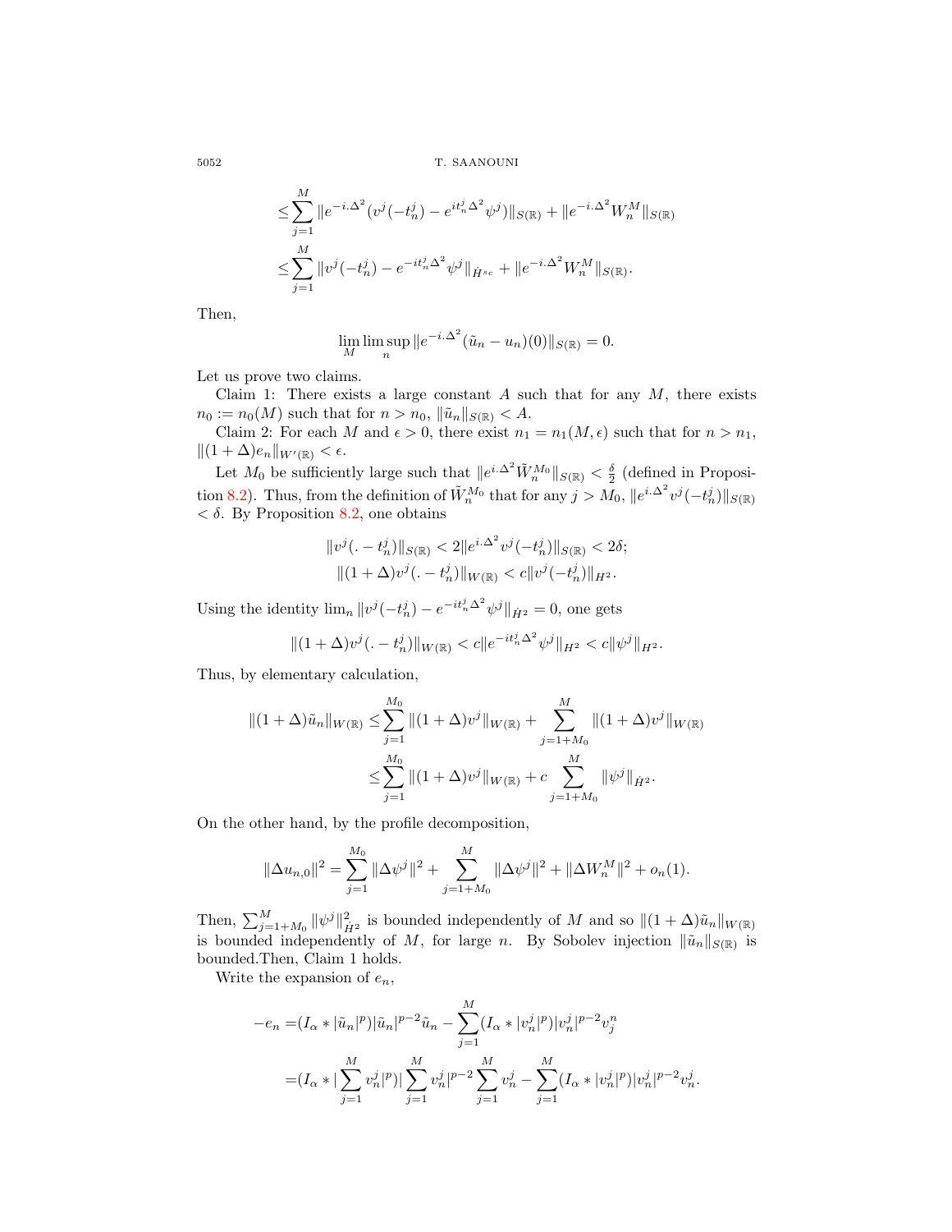$$\leq \sum_{j=1}^{M} \|e^{-i.\Delta^2}(v^j(-t_n^j) - e^{it_n^j\Delta^2}\psi^j)\|_{S(\mathbb{R})} + \|e^{-i.\Delta^2}W_n^M\|_{S(\mathbb{R})}$$

$$\leq \sum_{j=1}^{M} \|v^j(-t_n^j) - e^{-it_n^j\Delta^2}\psi^j\|_{\dot H^{s_c}} + \|e^{-i.\Delta^2}W_n^M\|_{S(\mathbb{R})}.$$

Then,

$$\lim_M \limsup_n \|e^{-i.\Delta^2}(\tilde u_n - u_n)(0)\|_{S(\mathbb{R})} = 0.$$

Let us prove two claims.

Claim 1: There exists a large constant $A$ such that for any $M$, there exists $n_0 := n_0(M)$ such that for $n > n_0$, $\|\tilde u_n\|_{S(\mathbb{R})} < A$.

Claim 2: For each $M$ and $\epsilon > 0$, there exist $n_1 = n_1(M, \epsilon)$ such that for $n > n_1$, $\|(1+\Delta)e_n\|_{W'(\mathbb{R})} < \epsilon$.

Let $M_0$ be sufficiently large such that $\|e^{i.\Delta^2}\tilde W_n^{M_0}\|_{S(\mathbb{R})} < \frac{\delta}{2}$ (defined in Proposition 8.2). Thus, from the definition of $\tilde W_n^{M_0}$ that for any $j > M_0$, $\|e^{i.\Delta^2}v^j(-t_n^j)\|_{S(\mathbb{R})} < \delta$. By Proposition 8.2, one obtains

$$\|v^j(.-t_n^j)\|_{S(\mathbb{R})} < 2\|e^{i.\Delta^2}v^j(-t_n^j)\|_{S(\mathbb{R})} < 2\delta;$$
$$\|(1+\Delta)v^j(.-t_n^j)\|_{W(\mathbb{R})} < c\|v^j(-t_n^j)\|_{H^2}.$$

Using the identity $\lim_n \|v^j(-t_n^j) - e^{-it_n^j\Delta^2}\psi^j\|_{\dot H^2} = 0$, one gets

$$\|(1+\Delta)v^j(.-t_n^j)\|_{W(\mathbb{R})} < c\|e^{-it_n^j\Delta^2}\psi^j\|_{H^2} < c\|\psi^j\|_{H^2}.$$

Thus, by elementary calculation,

$$\|(1+\Delta)\tilde u_n\|_{W(\mathbb{R})} \leq \sum_{j=1}^{M_0} \|(1+\Delta)v^j\|_{W(\mathbb{R})} + \sum_{j=1+M_0}^{M} \|(1+\Delta)v^j\|_{W(\mathbb{R})}$$
$$\leq \sum_{j=1}^{M_0} \|(1+\Delta)v^j\|_{W(\mathbb{R})} + c\sum_{j=1+M_0}^{M} \|\psi^j\|_{\dot H^2}.$$

On the other hand, by the profile decomposition,

$$\|\Delta u_{n,0}\|^2 = \sum_{j=1}^{M_0} \|\Delta\psi^j\|^2 + \sum_{j=1+M_0}^{M} \|\Delta\psi^j\|^2 + \|\Delta W_n^M\|^2 + o_n(1).$$

Then, $\sum_{j=1+M_0}^{M} \|\psi^j\|_{\dot H^2}^2$ is bounded independently of $M$ and so $\|(1+\Delta)\tilde u_n\|_{W(\mathbb{R})}$ is bounded independently of $M$, for large $n$. By Sobolev injection $\|\tilde u_n\|_{S(\mathbb{R})}$ is bounded.Then, Claim 1 holds.

Write the expansion of $e_n$,

$$-e_n = (I_\alpha * |\tilde u_n|^p)|\tilde u_n|^{p-2}\tilde u_n - \sum_{j=1}^{M}(I_\alpha * |v_n^j|^p)|v_n^j|^{p-2}v_j^n$$
$$= (I_\alpha * |\sum_{j=1}^{M} v_n^j|^p)|\sum_{j=1}^{M} v_n^j|^{p-2}\sum_{j=1}^{M} v_n^j - \sum_{j=1}^{M}(I_\alpha * |v_n^j|^p)|v_n^j|^{p-2}v_n^j.$$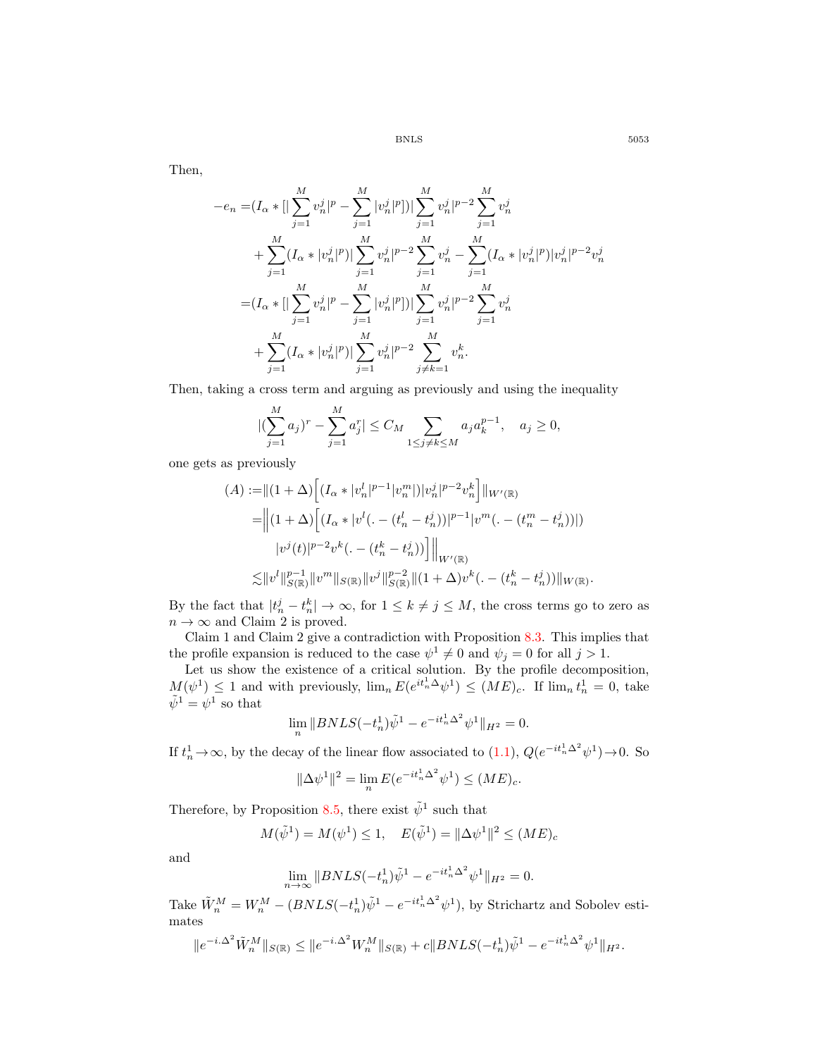Then,

$$
\begin{aligned}
-e_n =&(I_\alpha * [|\sum_{j=1}^M v_n^j|^p - \sum_{j=1}^M |v_n^j|^p])|\sum_{j=1}^M v_n^j|^{p-2}\sum_{j=1}^M v_n^j \\
&+ \sum_{j=1}^M (I_\alpha * |v_n^j|^p)|\sum_{j=1}^M v_n^j|^{p-2}\sum_{j=1}^M v_n^j - \sum_{j=1}^M (I_\alpha * |v_n^j|^p)|v_n^j|^{p-2}v_n^j \\
=&(I_\alpha * [|\sum_{j=1}^M v_n^j|^p - \sum_{j=1}^M |v_n^j|^p])|\sum_{j=1}^M v_n^j|^{p-2}\sum_{j=1}^M v_n^j \\
&+ \sum_{j=1}^M (I_\alpha * |v_n^j|^p)|\sum_{j=1}^M v_n^j|^{p-2}\sum_{j\neq k=1}^M v_n^k.
\end{aligned}
$$

Then, taking a cross term and arguing as previously and using the inequality

$$
|(\sum_{j=1}^M a_j)^r - \sum_{j=1}^M a_j^r| \leq C_M \sum_{1\leq j\neq k\leq M} a_j a_k^{p-1}, \quad a_j \geq 0,
$$

one gets as previously

$$
\begin{aligned}
(A) :=&\|(1+\Delta)\Big[(I_\alpha * |v_n^l|^{p-1}|v_n^m|)|v_n^j|^{p-2}v_n^k\Big]\|_{W'(\mathbb{R})} \\
=&\Big\|(1+\Delta)\Big[(I_\alpha * |v^l(.-(t_n^l-t_n^j))|^{p-1}|v^m(.-(t_n^m-t_n^j))|) \\
&|v^j(t)|^{p-2}v^k(.-(t_n^k-t_n^j))\Big]\Big\|_{W'(\mathbb{R})} \\
\lesssim&\|v^l\|_{S(\mathbb{R})}^{p-1}\|v^m\|_{S(\mathbb{R})}\|v^j\|_{S(\mathbb{R})}^{p-2}\|(1+\Delta)v^k(.-(t_n^k-t_n^j))\|_{W(\mathbb{R})}.
\end{aligned}
$$

By the fact that $|t_n^j - t_n^k| \to \infty$, for $1 \leq k \neq j \leq M$, the cross terms go to zero as $n \to \infty$ and Claim 2 is proved.

Claim 1 and Claim 2 give a contradiction with Proposition 8.3. This implies that the profile expansion is reduced to the case $\psi^1 \neq 0$ and $\psi_j = 0$ for all $j > 1$.

Let us show the existence of a critical solution. By the profile decomposition, $M(\psi^1) \leq 1$ and with previously, $\lim_n E(e^{it_n^1\Delta}\psi^1) \leq (ME)_c$. If $\lim_n t_n^1 = 0$, take $\tilde{\psi}^1 = \psi^1$ so that

$$
\lim_n \|BNLS(-t_n^1)\tilde{\psi}^1 - e^{-it_n^1\Delta^2}\psi^1\|_{H^2} = 0.
$$

If $t_n^1 \to \infty$, by the decay of the linear flow associated to (1.1), $Q(e^{-it_n^1\Delta^2}\psi^1) \to 0$. So

$$
\|\Delta\psi^1\|^2 = \lim_n E(e^{-it_n^1\Delta^2}\psi^1) \leq (ME)_c.
$$

Therefore, by Proposition 8.5, there exist $\tilde{\psi}^1$ such that

$$
M(\tilde{\psi}^1) = M(\psi^1) \leq 1, \quad E(\tilde{\psi}^1) = \|\Delta\psi^1\|^2 \leq (ME)_c
$$

and

$$
\lim_{n\to\infty} \|BNLS(-t_n^1)\tilde{\psi}^1 - e^{-it_n^1\Delta^2}\psi^1\|_{H^2} = 0.
$$

Take $\tilde{W}_n^M = W_n^M - (BNLS(-t_n^1)\tilde{\psi}^1 - e^{-it_n^1\Delta^2}\psi^1)$, by Strichartz and Sobolev estimates

$$
\|e^{-i.\Delta^2}\tilde{W}_n^M\|_{S(\mathbb{R})} \leq \|e^{-i.\Delta^2}W_n^M\|_{S(\mathbb{R})} + c\|BNLS(-t_n^1)\tilde{\psi}^1 - e^{-it_n^1\Delta^2}\psi^1\|_{H^2}.
$$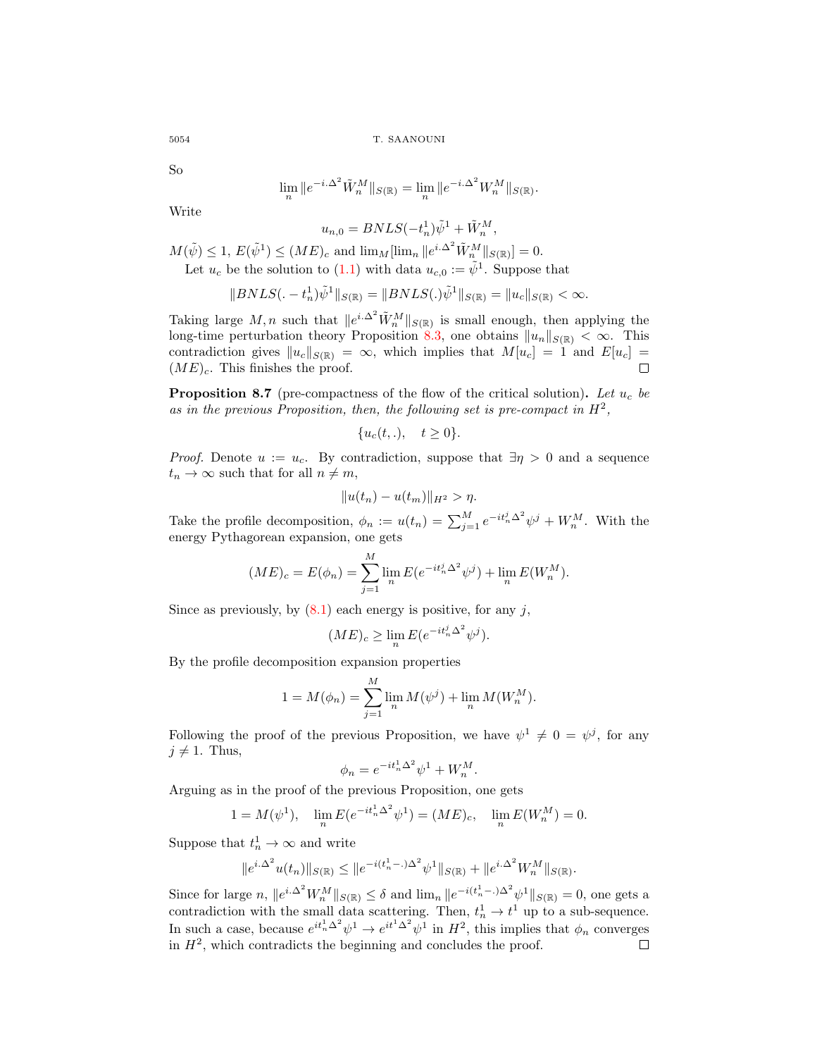So

$$\lim_n \|e^{-i.\Delta^2}\tilde{W}_n^M\|_{S(\mathbb{R})} = \lim_n \|e^{-i.\Delta^2}W_n^M\|_{S(\mathbb{R})}.$$

Write

$$u_{n,0} = BNLS(-t_n^1)\tilde{\psi}^1 + \tilde{W}_n^M,$$

$M(\tilde{\psi}) \leq 1$, $E(\tilde{\psi}^1) \leq (ME)_c$ and $\lim_M[\lim_n \|e^{i.\Delta^2}\tilde{W}_n^M\|_{S(\mathbb{R})}] = 0$.

Let $u_c$ be the solution to (1.1) with data $u_{c,0} := \tilde{\psi}^1$. Suppose that

$$\|BNLS(.-t_n^1)\tilde{\psi}^1\|_{S(\mathbb{R})} = \|BNLS(.)\tilde{\psi}^1\|_{S(\mathbb{R})} = \|u_c\|_{S(\mathbb{R})} < \infty.$$

Taking large $M, n$ such that $\|e^{i.\Delta^2}\tilde{W}_n^M\|_{S(\mathbb{R})}$ is small enough, then applying the long-time perturbation theory Proposition 8.3, one obtains $\|u_n\|_{S(\mathbb{R})} < \infty$. This contradiction gives $\|u_c\|_{S(\mathbb{R})} = \infty$, which implies that $M[u_c] = 1$ and $E[u_c] = (ME)_c$. This finishes the proof. ◻

**Proposition 8.7** (pre-compactness of the flow of the critical solution)**.** *Let $u_c$ be as in the previous Proposition, then, the following set is pre-compact in $H^2$,*

$$\{u_c(t,.),\quad t \geq 0\}.$$

*Proof.* Denote $u := u_c$. By contradiction, suppose that $\exists \eta > 0$ and a sequence $t_n \to \infty$ such that for all $n \neq m$,

$$\|u(t_n) - u(t_m)\|_{H^2} > \eta.$$

Take the profile decomposition, $\phi_n := u(t_n) = \sum_{j=1}^M e^{-it_n^j\Delta^2}\psi^j + W_n^M$. With the energy Pythagorean expansion, one gets

$$(ME)_c = E(\phi_n) = \sum_{j=1}^M \lim_n E(e^{-it_n^j\Delta^2}\psi^j) + \lim_n E(W_n^M).$$

Since as previously, by (8.1) each energy is positive, for any $j$,

$$(ME)_c \geq \lim_n E(e^{-it_n^j\Delta^2}\psi^j).$$

By the profile decomposition expansion properties

$$1 = M(\phi_n) = \sum_{j=1}^M \lim_n M(\psi^j) + \lim_n M(W_n^M).$$

Following the proof of the previous Proposition, we have $\psi^1 \neq 0 = \psi^j$, for any $j \neq 1$. Thus,

$$\phi_n = e^{-it_n^1\Delta^2}\psi^1 + W_n^M.$$

Arguing as in the proof of the previous Proposition, one gets

$$1 = M(\psi^1), \quad \lim_n E(e^{-it_n^1\Delta^2}\psi^1) = (ME)_c, \quad \lim_n E(W_n^M) = 0.$$

Suppose that $t_n^1 \to \infty$ and write

$$\|e^{i.\Delta^2}u(t_n)\|_{S(\mathbb{R})} \leq \|e^{-i(t_n^1-.)\Delta^2}\psi^1\|_{S(\mathbb{R})} + \|e^{i.\Delta^2}W_n^M\|_{S(\mathbb{R})}.$$

Since for large $n$, $\|e^{i.\Delta^2}W_n^M\|_{S(\mathbb{R})} \leq \delta$ and $\lim_n \|e^{-i(t_n^1-.)\Delta^2}\psi^1\|_{S(\mathbb{R})} = 0$, one gets a contradiction with the small data scattering. Then, $t_n^1 \to t^1$ up to a sub-sequence. In such a case, because $e^{it_n^1\Delta^2}\psi^1 \to e^{it^1\Delta^2}\psi^1$ in $H^2$, this implies that $\phi_n$ converges in $H^2$, which contradicts the beginning and concludes the proof. ◻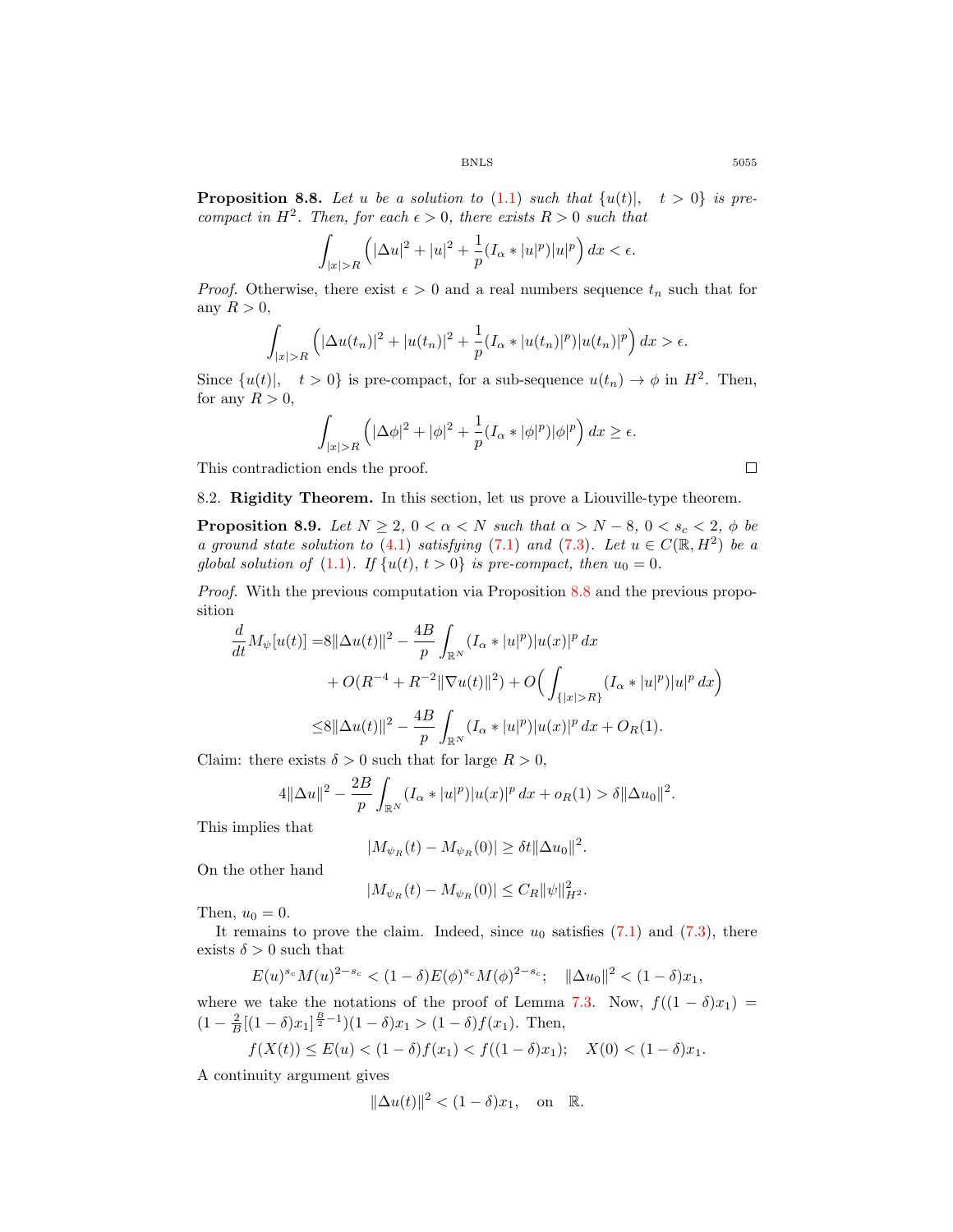**Proposition 8.8.** *Let $u$ be a solution to (1.1) such that $\{u(t)|, \quad t > 0\}$ is pre-compact in $H^2$. Then, for each $\epsilon > 0$, there exists $R > 0$ such that*

$$\int_{|x|>R} \Big(|\Delta u|^2 + |u|^2 + \frac{1}{p}(I_\alpha * |u|^p)|u|^p\Big)\, dx < \epsilon.$$

*Proof.* Otherwise, there exist $\epsilon > 0$ and a real numbers sequence $t_n$ such that for any $R > 0$,

$$\int_{|x|>R} \Big(|\Delta u(t_n)|^2 + |u(t_n)|^2 + \frac{1}{p}(I_\alpha * |u(t_n)|^p)|u(t_n)|^p\Big)\, dx > \epsilon.$$

Since $\{u(t)|, \quad t > 0\}$ is pre-compact, for a sub-sequence $u(t_n) \to \phi$ in $H^2$. Then, for any $R > 0$,

$$\int_{|x|>R} \Big(|\Delta \phi|^2 + |\phi|^2 + \frac{1}{p}(I_\alpha * |\phi|^p)|\phi|^p\Big)\, dx \geq \epsilon.$$

This contradiction ends the proof. $\square$

8.2. **Rigidity Theorem.** In this section, let us prove a Liouville-type theorem.

**Proposition 8.9.** *Let $N \geq 2$, $0 < \alpha < N$ such that $\alpha > N - 8$, $0 < s_c < 2$, $\phi$ be a ground state solution to (4.1) satisfying (7.1) and (7.3). Let $u \in C(\mathbb{R}, H^2)$ be a global solution of (1.1). If $\{u(t), t > 0\}$ is pre-compact, then $u_0 = 0$.*

*Proof.* With the previous computation via Proposition 8.8 and the previous proposition

$$\begin{aligned}
\frac{d}{dt} M_\psi[u(t)] =& 8\|\Delta u(t)\|^2 - \frac{4B}{p}\int_{\mathbb{R}^N} (I_\alpha * |u|^p)|u(x)|^p\, dx \\
&+ O(R^{-4} + R^{-2}\|\nabla u(t)\|^2) + O\Big(\int_{\{|x|>R\}} (I_\alpha * |u|^p)|u|^p\, dx\Big) \\
\leq& 8\|\Delta u(t)\|^2 - \frac{4B}{p}\int_{\mathbb{R}^N} (I_\alpha * |u|^p)|u(x)|^p\, dx + O_R(1).
\end{aligned}$$

Claim: there exists $\delta > 0$ such that for large $R > 0$,

$$4\|\Delta u\|^2 - \frac{2B}{p}\int_{\mathbb{R}^N} (I_\alpha * |u|^p)|u(x)|^p\, dx + o_R(1) > \delta\|\Delta u_0\|^2.$$

This implies that

$$|M_{\psi_R}(t) - M_{\psi_R}(0)| \geq \delta t\|\Delta u_0\|^2.$$

On the other hand

$$|M_{\psi_R}(t) - M_{\psi_R}(0)| \leq C_R\|\psi\|^2_{H^2}.$$

Then, $u_0 = 0$.

It remains to prove the claim. Indeed, since $u_0$ satisfies (7.1) and (7.3), there exists $\delta > 0$ such that

$$E(u)^{s_c}M(u)^{2-s_c} < (1-\delta)E(\phi)^{s_c}M(\phi)^{2-s_c}; \quad \|\Delta u_0\|^2 < (1-\delta)x_1,$$

where we take the notations of the proof of Lemma 7.3. Now, $f((1-\delta)x_1) = (1 - \frac{2}{B}[(1-\delta)x_1]^{\frac{B}{2}-1})(1-\delta)x_1 > (1-\delta)f(x_1)$. Then,

$$f(X(t)) \leq E(u) < (1-\delta)f(x_1) < f((1-\delta)x_1); \quad X(0) < (1-\delta)x_1.$$

A continuity argument gives

$$\|\Delta u(t)\|^2 < (1-\delta)x_1, \quad \text{on} \quad \mathbb{R}.$$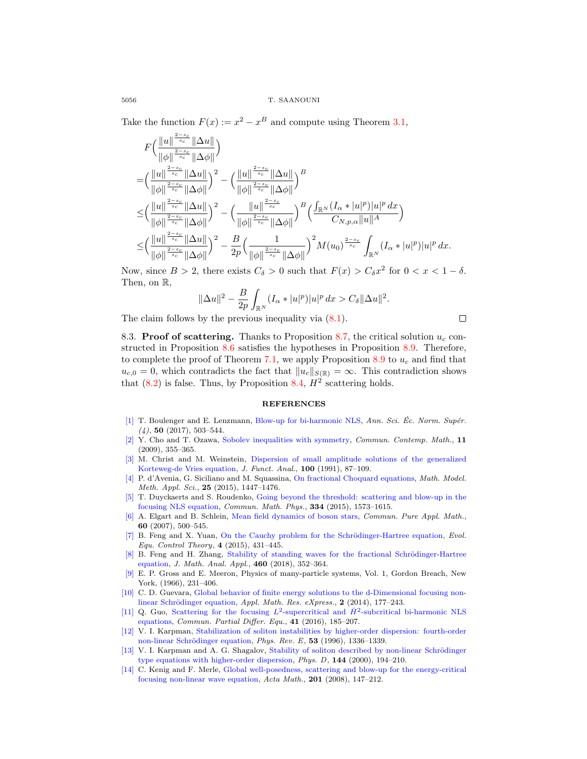Take the function $F(x) := x^2 - x^B$ and compute using Theorem 3.1,

$$
\begin{aligned}
&F\Big(\frac{\|u\|^{\frac{2-s_c}{s_c}}\|\Delta u\|}{\|\phi\|^{\frac{2-s_c}{s_c}}\|\Delta\phi\|}\Big)\\
=&\Big(\frac{\|u\|^{\frac{2-s_c}{s_c}}\|\Delta u\|}{\|\phi\|^{\frac{2-s_c}{s_c}}\|\Delta\phi\|}\Big)^2 - \Big(\frac{\|u\|^{\frac{2-s_c}{s_c}}\|\Delta u\|}{\|\phi\|^{\frac{2-s_c}{s_c}}\|\Delta\phi\|}\Big)^B\\
\leq&\Big(\frac{\|u\|^{\frac{2-s_c}{s_c}}\|\Delta u\|}{\|\phi\|^{\frac{2-s_c}{s_c}}\|\Delta\phi\|}\Big)^2 - \Big(\frac{\|u\|^{\frac{2-s_c}{s_c}}}{\|\phi\|^{\frac{2-s_c}{s_c}}\|\Delta\phi\|}\Big)^B\Big(\frac{\int_{\mathbb{R}^N}(I_\alpha * |u|^p)|u|^p\,dx}{C_{N,p,\alpha}\|u\|^A}\Big)\\
\leq&\Big(\frac{\|u\|^{\frac{2-s_c}{s_c}}\|\Delta u\|}{\|\phi\|^{\frac{2-s_c}{s_c}}\|\Delta\phi\|}\Big)^2 - \frac{B}{2p}\Big(\frac{1}{\|\phi\|^{\frac{2-s_c}{s_c}}\|\Delta\phi\|}\Big)^2 M(u_0)^{\frac{2-s_c}{s_c}}\int_{\mathbb{R}^N}(I_\alpha * |u|^p)|u|^p\,dx.
\end{aligned}
$$

Now, since $B > 2$, there exists $C_\delta > 0$ such that $F(x) > C_\delta x^2$ for $0 < x < 1 - \delta$. Then, on $\mathbb{R}$,

$$
\|\Delta u\|^2 - \frac{B}{2p}\int_{\mathbb{R}^N}(I_\alpha * |u|^p)|u|^p\,dx > C_\delta\|\Delta u\|^2.
$$

The claim follows by the previous inequality via (8.1). □

8.3. **Proof of scattering.** Thanks to Proposition 8.7, the critical solution $u_c$ constructed in Proposition 8.6 satisfies the hypotheses in Proposition 8.9. Therefore, to complete the proof of Theorem 7.1, we apply Proposition 8.9 to $u_c$ and find that $u_{c,0} = 0$, which contradicts the fact that $\|u_c\|_{S(\mathbb{R})} = \infty$. This contradiction shows that (8.2) is false. Thus, by Proposition 8.4, $H^2$ scattering holds.

## REFERENCES

[1] T. Boulenger and E. Lenzmann, Blow-up for bi-harmonic NLS, *Ann. Sci. Éc. Norm. Supér. (4)*, **50** (2017), 503–544.

[2] Y. Cho and T. Ozawa, Sobolev inequalities with symmetry, *Commun. Contemp. Math.*, **11** (2009), 355–365.

[3] M. Christ and M. Weinstein, Dispersion of small amplitude solutions of the generalized Korteweg-de Vries equation, *J. Funct. Anal.*, **100** (1991), 87–109.

[4] P. d'Avenia, G. Siciliano and M. Squassina, On fractional Choquard equations, *Math. Model. Meth. Appl. Sci.*, **25** (2015), 1447–1476.

[5] T. Duyckaerts and S. Roudenko, Going beyond the threshold: scattering and blow-up in the focusing NLS equation, *Commun. Math. Phys.*, **334** (2015), 1573–1615.

[6] A. Elgart and B. Schlein, Mean field dynamics of boson stars, *Commun. Pure Appl. Math.*, **60** (2007), 500–545.

[7] B. Feng and X. Yuan, On the Cauchy problem for the Schrödinger-Hartree equation, *Evol. Equ. Control Theory*, **4** (2015), 431–445.

[8] B. Feng and H. Zhang, Stability of standing waves for the fractional Schrödinger-Hartree equation, *J. Math. Anal. Appl.*, **460** (2018), 352–364.

[9] E. P. Gross and E. Meeron, Physics of many-particle systems, Vol. 1, Gordon Breach, New York, (1966), 231–406.

[10] C. D. Guevara, Global behavior of finite energy solutions to the d-Dimensional focusing nonlinear Schrödinger equation, *Appl. Math. Res. eXpress.*, **2** (2014), 177–243.

[11] Q. Guo, Scattering for the focusing $L^2$-supercritical and $\dot{H}^2$-subcritical bi-harmonic NLS equations, *Commun. Partial Differ. Equ.*, **41** (2016), 185–207.

[12] V. I. Karpman, Stabilization of soliton instabilities by higher-order dispersion: fourth-order non-linear Schrödinger equation, *Phys. Rev. E*, **53** (1996), 1336–1339.

[13] V. I. Karpman and A. G. Shagalov, Stability of soliton described by non-linear Schrödinger type equations with higher-order dispersion, *Phys. D*, **144** (2000), 194–210.

[14] C. Kenig and F. Merle, Global well-posedness, scattering and blow-up for the energy-critical focusing non-linear wave equation, *Acta Math.*, **201** (2008), 147–212.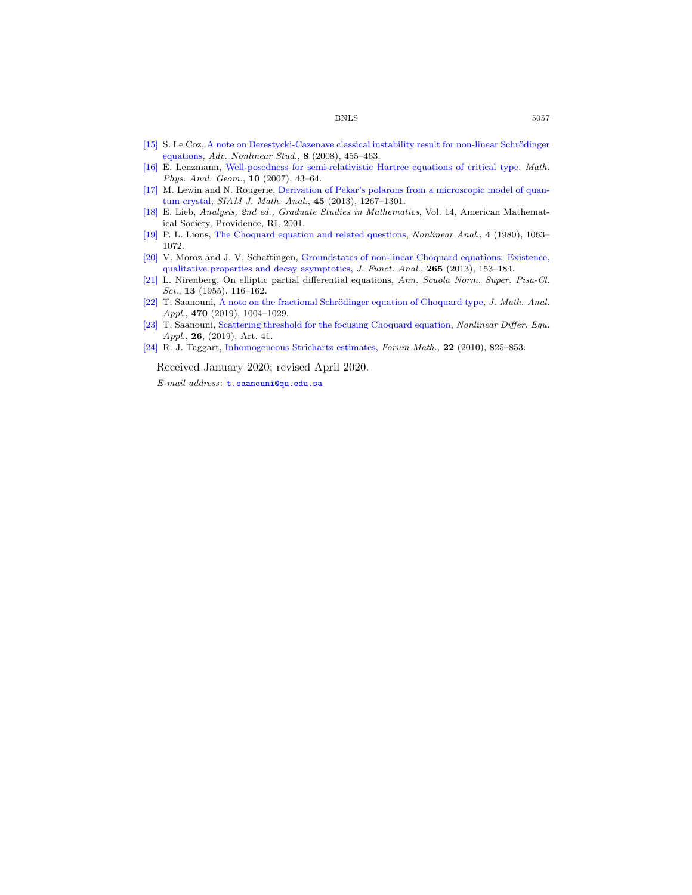[15] S. Le Coz, A note on Berestycki-Cazenave classical instability result for non-linear Schrödinger equations, *Adv. Nonlinear Stud.*, **8** (2008), 455–463.

[16] E. Lenzmann, Well-posedness for semi-relativistic Hartree equations of critical type, *Math. Phys. Anal. Geom.*, **10** (2007), 43–64.

[17] M. Lewin and N. Rougerie, Derivation of Pekar's polarons from a microscopic model of quantum crystal, *SIAM J. Math. Anal.*, **45** (2013), 1267–1301.

[18] E. Lieb, *Analysis, 2nd ed., Graduate Studies in Mathematics*, Vol. 14, American Mathematical Society, Providence, RI, 2001.

[19] P. L. Lions, The Choquard equation and related questions, *Nonlinear Anal.*, **4** (1980), 1063–1072.

[20] V. Moroz and J. V. Schaftingen, Groundstates of non-linear Choquard equations: Existence, qualitative properties and decay asymptotics, *J. Funct. Anal.*, **265** (2013), 153–184.

[21] L. Nirenberg, On elliptic partial differential equations, *Ann. Scuola Norm. Super. Pisa-Cl. Sci.*, **13** (1955), 116–162.

[22] T. Saanouni, A note on the fractional Schrödinger equation of Choquard type, *J. Math. Anal. Appl.*, **470** (2019), 1004–1029.

[23] T. Saanouni, Scattering threshold for the focusing Choquard equation, *Nonlinear Differ. Equ. Appl.*, **26**, (2019), Art. 41.

[24] R. J. Taggart, Inhomogeneous Strichartz estimates, *Forum Math.*, **22** (2010), 825–853.

Received January 2020; revised April 2020.

*E-mail address*: t.saanouni@qu.edu.sa